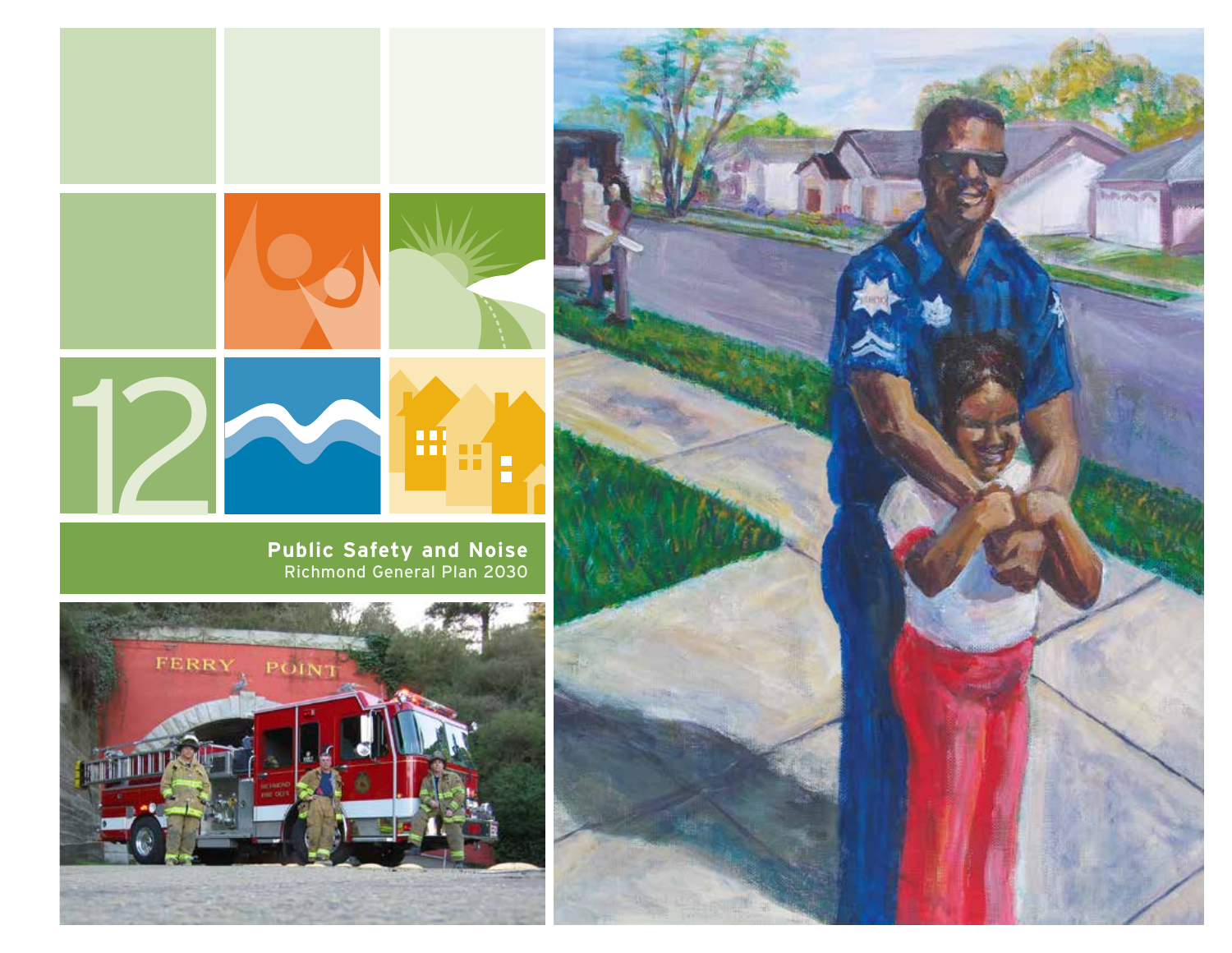12

# Public Safety and Noise

Richmond General Plan 2030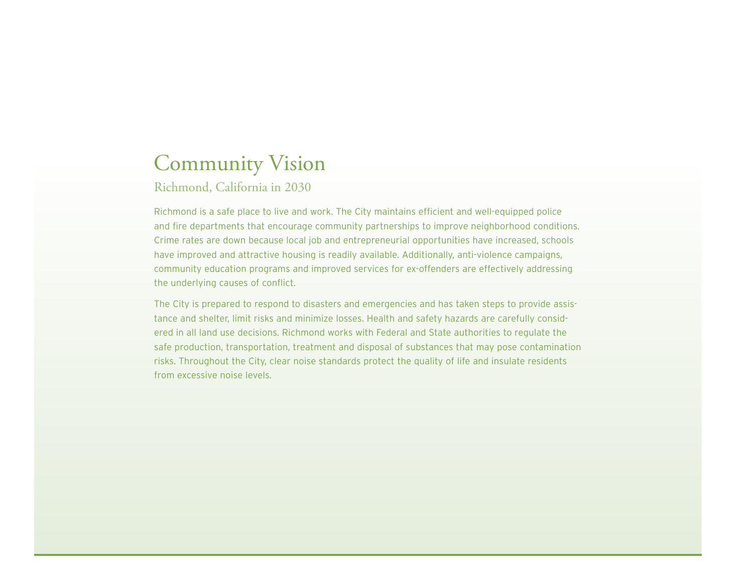# Community Vision

## Richmond, California in 2030

Richmond is a safe place to live and work. The City maintains efficient and well-equipped police and fire departments that encourage community partnerships to improve neighborhood conditions. Crime rates are down because local job and entrepreneurial opportunities have increased, schools have improved and attractive housing is readily available. Additionally, anti-violence campaigns, community education programs and improved services for ex-offenders are effectively addressing the underlying causes of conflict.

The City is prepared to respond to disasters and emergencies and has taken steps to provide assistance and shelter, limit risks and minimize losses. Health and safety hazards are carefully considered in all land use decisions. Richmond works with Federal and State authorities to regulate the safe production, transportation, treatment and disposal of substances that may pose contamination risks. Throughout the City, clear noise standards protect the quality of life and insulate residents from excessive noise levels.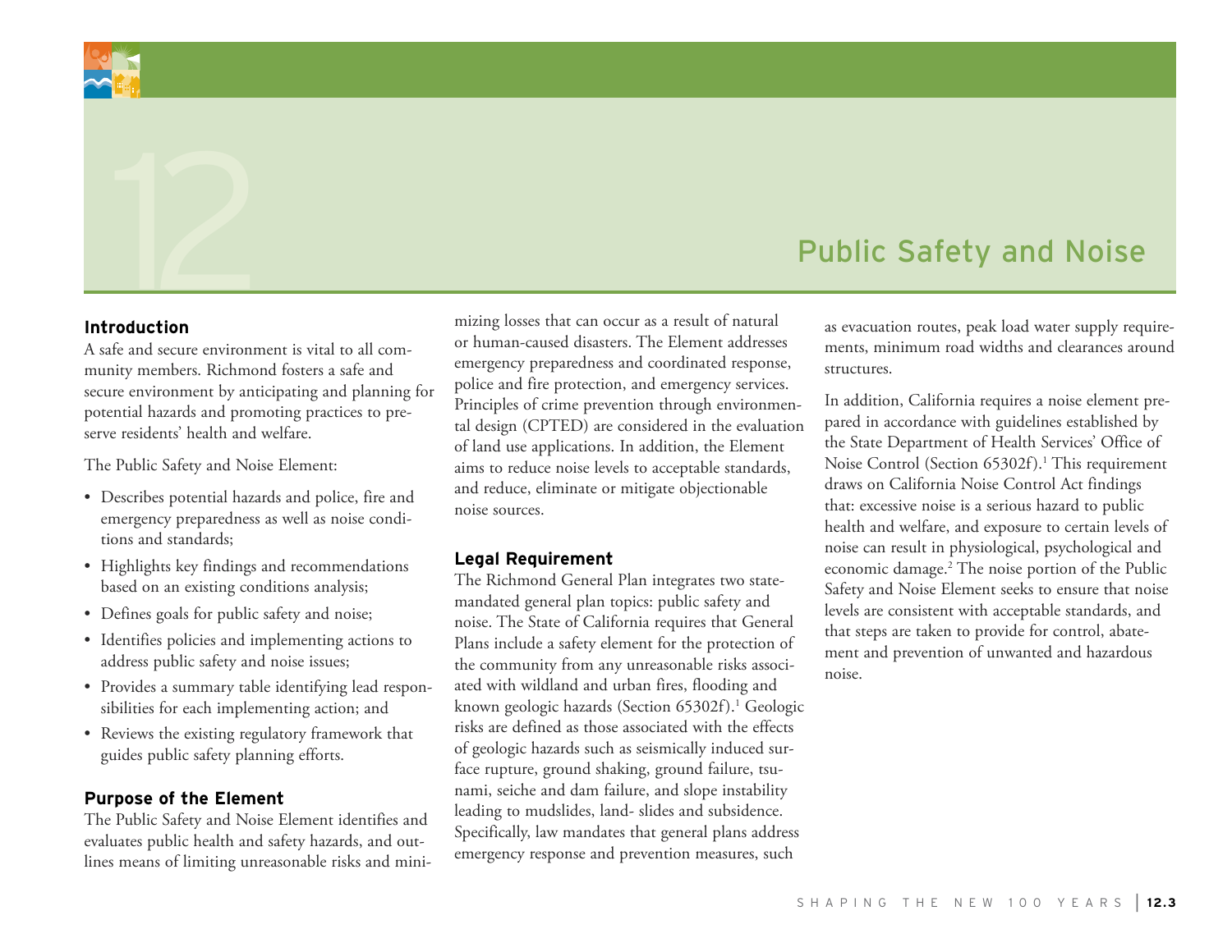# 12 Public Safety and Noise

## Introduction

A safe and secure environment is vital to all community members. Richmond fosters a safe and secure environment by anticipating and planning for potential hazards and promoting practices to preserve residents' health and welfare.

The Public Safety and Noise Element:

- Describes potential hazards and police, fire and emergency preparedness as well as noise conditions and standards;
- Highlights key findings and recommendations based on an existing conditions analysis;
- Defines goals for public safety and noise;
- Identifies policies and implementing actions to address public safety and noise issues;
- Provides a summary table identifying lead responsibilities for each implementing action; and
- Reviews the existing regulatory framework that guides public safety planning efforts.

## Purpose of the Element

The Public Safety and Noise Element identifies and evaluates public health and safety hazards, and outlines means of limiting unreasonable risks and minimizing losses that can occur as a result of natural or human-caused disasters. The Element addresses emergency preparedness and coordinated response, police and fire protection, and emergency services. Principles of crime prevention through environmental design (CPTED) are considered in the evaluation of land use applications. In addition, the Element aims to reduce noise levels to acceptable standards, and reduce, eliminate or mitigate objectionable noise sources.

## Legal Requirement

The Richmond General Plan integrates two state-mandated general plan topics: public safety and noise. The State of California requires that General Plans include a safety element for the protection of the community from any unreasonable risks associated with wildland and urban fires, flooding and known geologic hazards (Section 65302f).[1] Geologic risks are defined as those associated with the effects of geologic hazards such as seismically induced surface rupture, ground shaking, ground failure, tsunami, seiche and dam failure, and slope instability leading to mudslides, land- slides and subsidence. Specifically, law mandates that general plans address emergency response and prevention measures, such as evacuation routes, peak load water supply requirements, minimum road widths and clearances around structures.

In addition, California requires a noise element prepared in accordance with guidelines established by the State Department of Health Services' Office of Noise Control (Section 65302f).[1] This requirement draws on California Noise Control Act findings that: excessive noise is a serious hazard to public health and welfare, and exposure to certain levels of noise can result in physiological, psychological and economic damage.[2] The noise portion of the Public Safety and Noise Element seeks to ensure that noise levels are consistent with acceptable standards, and that steps are taken to provide for control, abatement and prevention of unwanted and hazardous noise.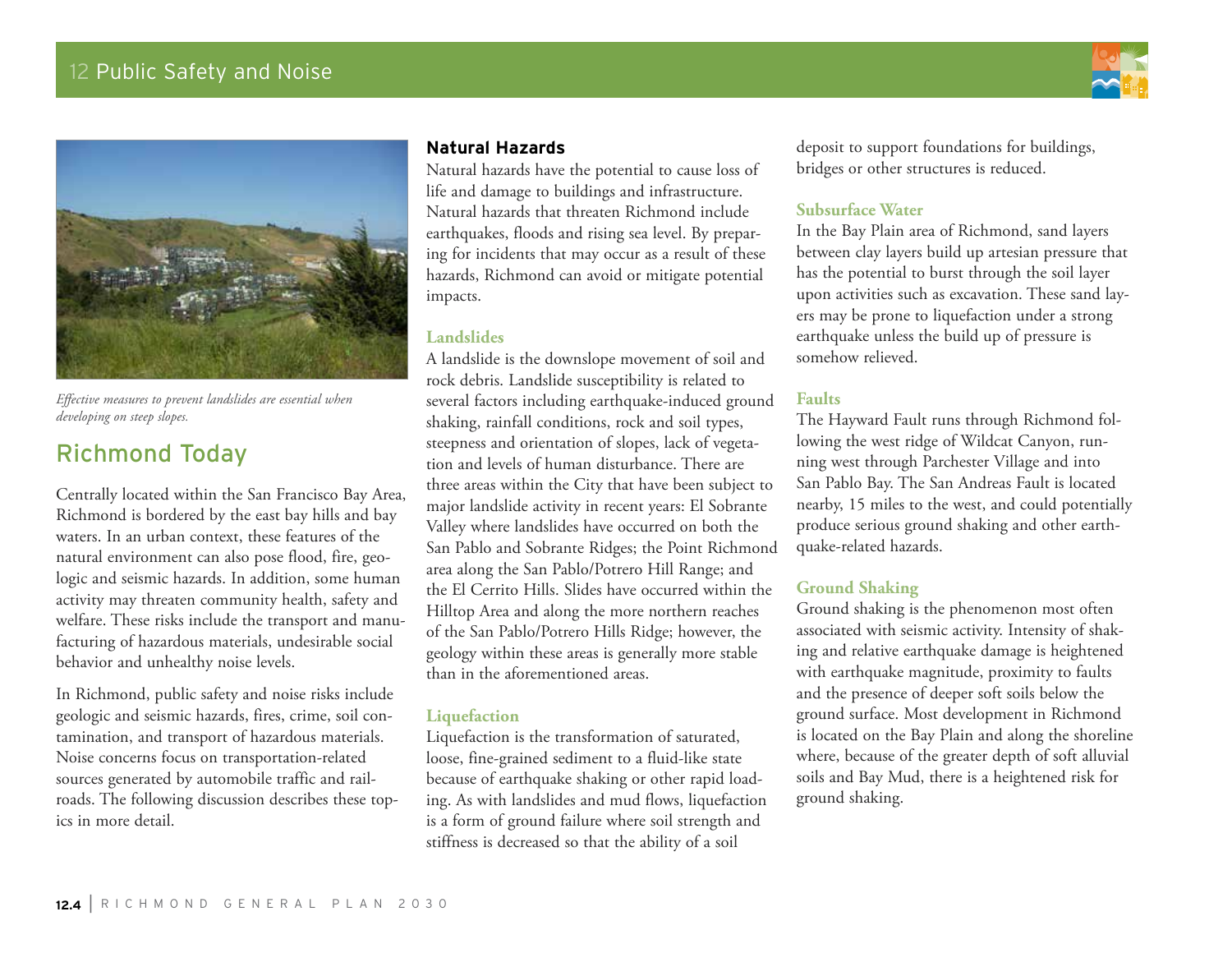*Effective measures to prevent landslides are essential when developing on steep slopes.*

## Richmond Today

Centrally located within the San Francisco Bay Area, Richmond is bordered by the east bay hills and bay waters. In an urban context, these features of the natural environment can also pose flood, fire, geologic and seismic hazards. In addition, some human activity may threaten community health, safety and welfare. These risks include the transport and manufacturing of hazardous materials, undesirable social behavior and unhealthy noise levels.

In Richmond, public safety and noise risks include geologic and seismic hazards, fires, crime, soil contamination, and transport of hazardous materials. Noise concerns focus on transportation-related sources generated by automobile traffic and railroads. The following discussion describes these topics in more detail.

### Natural Hazards

Natural hazards have the potential to cause loss of life and damage to buildings and infrastructure. Natural hazards that threaten Richmond include earthquakes, floods and rising sea level. By preparing for incidents that may occur as a result of these hazards, Richmond can avoid or mitigate potential impacts.

#### Landslides

A landslide is the downslope movement of soil and rock debris. Landslide susceptibility is related to several factors including earthquake-induced ground shaking, rainfall conditions, rock and soil types, steepness and orientation of slopes, lack of vegetation and levels of human disturbance. There are three areas within the City that have been subject to major landslide activity in recent years: El Sobrante Valley where landslides have occurred on both the San Pablo and Sobrante Ridges; the Point Richmond area along the San Pablo/Potrero Hill Range; and the El Cerrito Hills. Slides have occurred within the Hilltop Area and along the more northern reaches of the San Pablo/Potrero Hills Ridge; however, the geology within these areas is generally more stable than in the aforementioned areas.

#### Liquefaction

Liquefaction is the transformation of saturated, loose, fine-grained sediment to a fluid-like state because of earthquake shaking or other rapid loading. As with landslides and mud flows, liquefaction is a form of ground failure where soil strength and stiffness is decreased so that the ability of a soil deposit to support foundations for buildings, bridges or other structures is reduced.

#### Subsurface Water

In the Bay Plain area of Richmond, sand layers between clay layers build up artesian pressure that has the potential to burst through the soil layer upon activities such as excavation. These sand layers may be prone to liquefaction under a strong earthquake unless the build up of pressure is somehow relieved.

#### Faults

The Hayward Fault runs through Richmond following the west ridge of Wildcat Canyon, running west through Parchester Village and into San Pablo Bay. The San Andreas Fault is located nearby, 15 miles to the west, and could potentially produce serious ground shaking and other earthquake-related hazards.

#### Ground Shaking

Ground shaking is the phenomenon most often associated with seismic activity. Intensity of shaking and relative earthquake damage is heightened with earthquake magnitude, proximity to faults and the presence of deeper soft soils below the ground surface. Most development in Richmond is located on the Bay Plain and along the shoreline where, because of the greater depth of soft alluvial soils and Bay Mud, there is a heightened risk for ground shaking.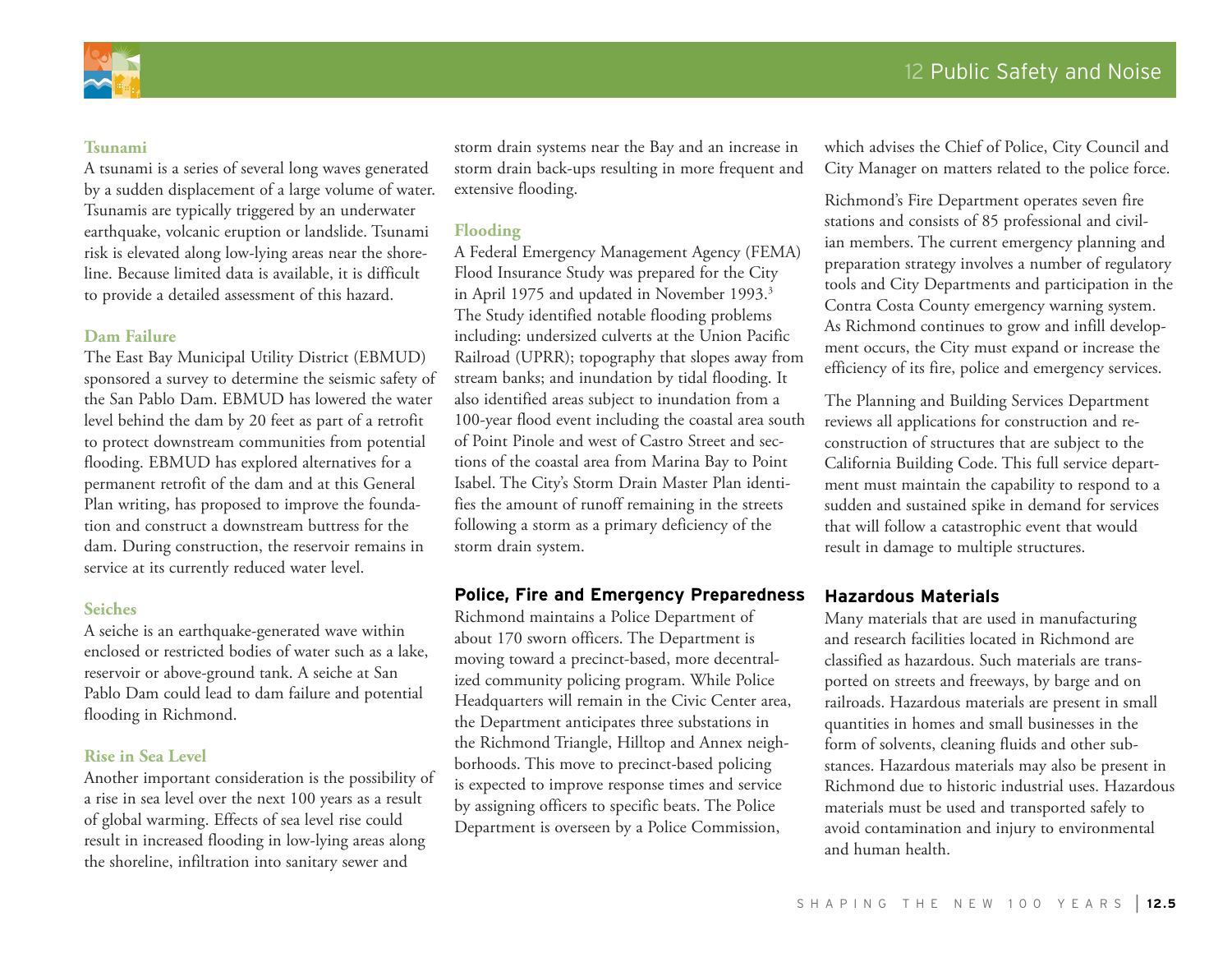### Tsunami

A tsunami is a series of several long waves generated by a sudden displacement of a large volume of water. Tsunamis are typically triggered by an underwater earthquake, volcanic eruption or landslide. Tsunami risk is elevated along low-lying areas near the shoreline. Because limited data is available, it is difficult to provide a detailed assessment of this hazard.

### Dam Failure

The East Bay Municipal Utility District (EBMUD) sponsored a survey to determine the seismic safety of the San Pablo Dam. EBMUD has lowered the water level behind the dam by 20 feet as part of a retrofit to protect downstream communities from potential flooding. EBMUD has explored alternatives for a permanent retrofit of the dam and at this General Plan writing, has proposed to improve the foundation and construct a downstream buttress for the dam. During construction, the reservoir remains in service at its currently reduced water level.

### Seiches

A seiche is an earthquake-generated wave within enclosed or restricted bodies of water such as a lake, reservoir or above-ground tank. A seiche at San Pablo Dam could lead to dam failure and potential flooding in Richmond.

### Rise in Sea Level

Another important consideration is the possibility of a rise in sea level over the next 100 years as a result of global warming. Effects of sea level rise could result in increased flooding in low-lying areas along the shoreline, infiltration into sanitary sewer and storm drain systems near the Bay and an increase in storm drain back-ups resulting in more frequent and extensive flooding.

### Flooding

A Federal Emergency Management Agency (FEMA) Flood Insurance Study was prepared for the City in April 1975 and updated in November 1993.[3] The Study identified notable flooding problems including: undersized culverts at the Union Pacific Railroad (UPRR); topography that slopes away from stream banks; and inundation by tidal flooding. It also identified areas subject to inundation from a 100-year flood event including the coastal area south of Point Pinole and west of Castro Street and sections of the coastal area from Marina Bay to Point Isabel. The City's Storm Drain Master Plan identifies the amount of runoff remaining in the streets following a storm as a primary deficiency of the storm drain system.

## Police, Fire and Emergency Preparedness

Richmond maintains a Police Department of about 170 sworn officers. The Department is moving toward a precinct-based, more decentralized community policing program. While Police Headquarters will remain in the Civic Center area, the Department anticipates three substations in the Richmond Triangle, Hilltop and Annex neighborhoods. This move to precinct-based policing is expected to improve response times and service by assigning officers to specific beats. The Police Department is overseen by a Police Commission, which advises the Chief of Police, City Council and City Manager on matters related to the police force.

Richmond's Fire Department operates seven fire stations and consists of 85 professional and civilian members. The current emergency planning and preparation strategy involves a number of regulatory tools and City Departments and participation in the Contra Costa County emergency warning system. As Richmond continues to grow and infill development occurs, the City must expand or increase the efficiency of its fire, police and emergency services.

The Planning and Building Services Department reviews all applications for construction and reconstruction of structures that are subject to the California Building Code. This full service department must maintain the capability to respond to a sudden and sustained spike in demand for services that will follow a catastrophic event that would result in damage to multiple structures.

## Hazardous Materials

Many materials that are used in manufacturing and research facilities located in Richmond are classified as hazardous. Such materials are transported on streets and freeways, by barge and on railroads. Hazardous materials are present in small quantities in homes and small businesses in the form of solvents, cleaning fluids and other substances. Hazardous materials may also be present in Richmond due to historic industrial uses. Hazardous materials must be used and transported safely to avoid contamination and injury to environmental and human health.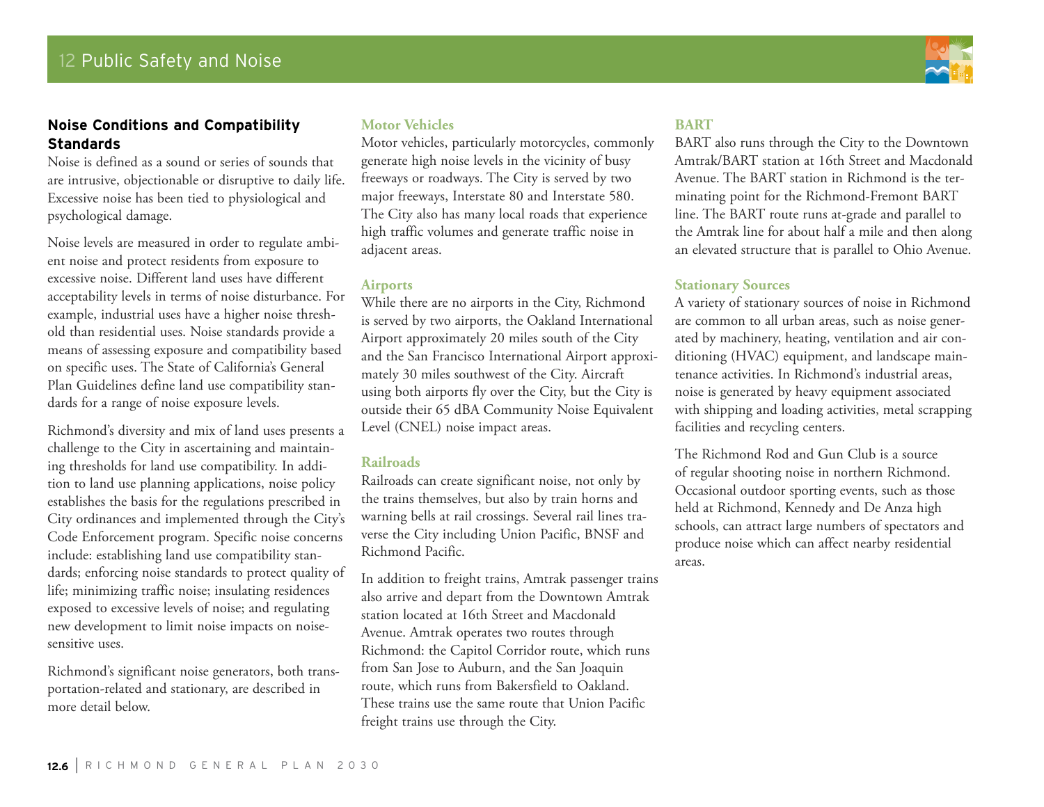## Noise Conditions and Compatibility Standards

Noise is defined as a sound or series of sounds that are intrusive, objectionable or disruptive to daily life. Excessive noise has been tied to physiological and psychological damage.

Noise levels are measured in order to regulate ambient noise and protect residents from exposure to excessive noise. Different land uses have different acceptability levels in terms of noise disturbance. For example, industrial uses have a higher noise threshold than residential uses. Noise standards provide a means of assessing exposure and compatibility based on specific uses. The State of California's General Plan Guidelines define land use compatibility standards for a range of noise exposure levels.

Richmond's diversity and mix of land uses presents a challenge to the City in ascertaining and maintaining thresholds for land use compatibility. In addition to land use planning applications, noise policy establishes the basis for the regulations prescribed in City ordinances and implemented through the City's Code Enforcement program. Specific noise concerns include: establishing land use compatibility standards; enforcing noise standards to protect quality of life; minimizing traffic noise; insulating residences exposed to excessive levels of noise; and regulating new development to limit noise impacts on noise-sensitive uses.

Richmond's significant noise generators, both transportation-related and stationary, are described in more detail below.

### Motor Vehicles

Motor vehicles, particularly motorcycles, commonly generate high noise levels in the vicinity of busy freeways or roadways. The City is served by two major freeways, Interstate 80 and Interstate 580. The City also has many local roads that experience high traffic volumes and generate traffic noise in adjacent areas.

### Airports

While there are no airports in the City, Richmond is served by two airports, the Oakland International Airport approximately 20 miles south of the City and the San Francisco International Airport approximately 30 miles southwest of the City. Aircraft using both airports fly over the City, but the City is outside their 65 dBA Community Noise Equivalent Level (CNEL) noise impact areas.

### Railroads

Railroads can create significant noise, not only by the trains themselves, but also by train horns and warning bells at rail crossings. Several rail lines traverse the City including Union Pacific, BNSF and Richmond Pacific.

In addition to freight trains, Amtrak passenger trains also arrive and depart from the Downtown Amtrak station located at 16th Street and Macdonald Avenue. Amtrak operates two routes through Richmond: the Capitol Corridor route, which runs from San Jose to Auburn, and the San Joaquin route, which runs from Bakersfield to Oakland. These trains use the same route that Union Pacific freight trains use through the City.

### BART

BART also runs through the City to the Downtown Amtrak/BART station at 16th Street and Macdonald Avenue. The BART station in Richmond is the terminating point for the Richmond-Fremont BART line. The BART route runs at-grade and parallel to the Amtrak line for about half a mile and then along an elevated structure that is parallel to Ohio Avenue.

### Stationary Sources

A variety of stationary sources of noise in Richmond are common to all urban areas, such as noise generated by machinery, heating, ventilation and air conditioning (HVAC) equipment, and landscape maintenance activities. In Richmond's industrial areas, noise is generated by heavy equipment associated with shipping and loading activities, metal scrapping facilities and recycling centers.

The Richmond Rod and Gun Club is a source of regular shooting noise in northern Richmond. Occasional outdoor sporting events, such as those held at Richmond, Kennedy and De Anza high schools, can attract large numbers of spectators and produce noise which can affect nearby residential areas.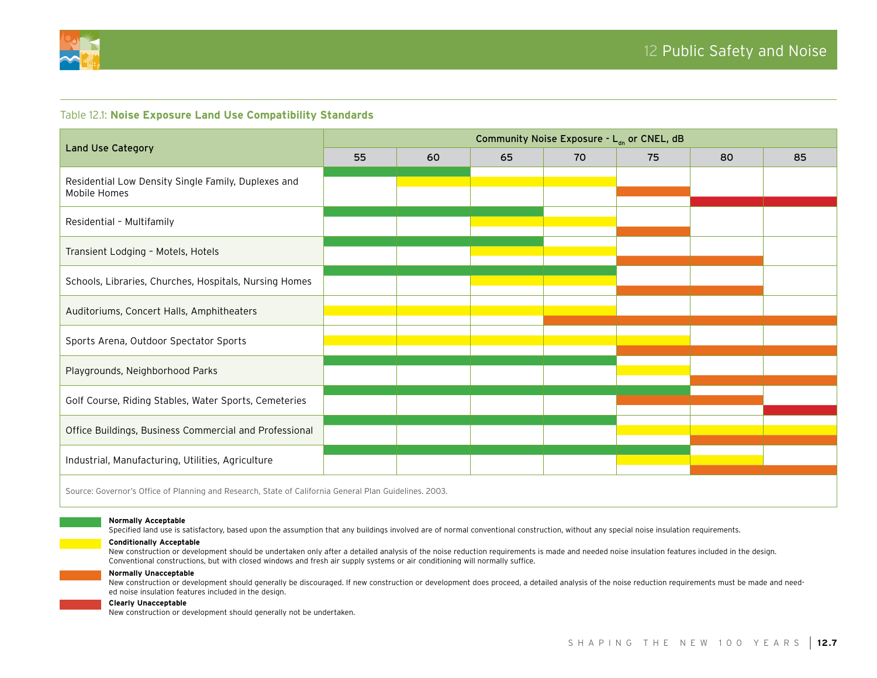Table 12.1: **Noise Exposure Land Use Compatibility Standards**

| Land Use Category | Community Noise Exposure - $L_{dn}$ or CNEL, dB | | | | | | |
|---|---|---|---|---|---|---|---|
| | 55 | 60 | 65 | 70 | 75 | 80 | 85 |
| Residential Low Density Single Family, Duplexes and Mobile Homes | Normally Acceptable | Normally Acceptable / Conditionally Acceptable | Conditionally Acceptable | Conditionally Acceptable | Normally Unacceptable | Clearly Unacceptable | Clearly Unacceptable |
| Residential – Multifamily | Normally Acceptable | Normally Acceptable | Normally Acceptable / Conditionally Acceptable | Conditionally Acceptable | Normally Unacceptable | | |
| Transient Lodging – Motels, Hotels | Normally Acceptable | Normally Acceptable | Normally Acceptable / Conditionally Acceptable | Conditionally Acceptable | Normally Unacceptable | Normally Unacceptable | |
| Schools, Libraries, Churches, Hospitals, Nursing Homes | Normally Acceptable | Normally Acceptable | Normally Acceptable / Conditionally Acceptable | Normally Acceptable / Conditionally Acceptable | Normally Unacceptable | Normally Unacceptable | |
| Auditoriums, Concert Halls, Amphitheaters | Conditionally Acceptable | Conditionally Acceptable | Conditionally Acceptable | Conditionally Acceptable / Normally Unacceptable | Normally Unacceptable | Normally Unacceptable | Normally Unacceptable |
| Sports Arena, Outdoor Spectator Sports | Conditionally Acceptable | Conditionally Acceptable | Conditionally Acceptable | Conditionally Acceptable | Conditionally Acceptable / Normally Unacceptable | Normally Unacceptable | Normally Unacceptable |
| Playgrounds, Neighborhood Parks | Normally Acceptable | Normally Acceptable | Normally Acceptable | Normally Acceptable | Conditionally Acceptable | Normally Unacceptable | Normally Unacceptable |
| Golf Course, Riding Stables, Water Sports, Cemeteries | Normally Acceptable | Normally Acceptable | Normally Acceptable | Normally Acceptable | Normally Acceptable / Normally Unacceptable | Normally Unacceptable | Clearly Unacceptable |
| Office Buildings, Business Commercial and Professional | Normally Acceptable | Normally Acceptable | Normally Acceptable | Normally Acceptable | Conditionally Acceptable | Conditionally Acceptable / Normally Unacceptable | Conditionally Acceptable / Normally Unacceptable |
| Industrial, Manufacturing, Utilities, Agriculture | Normally Acceptable | Normally Acceptable | Normally Acceptable | Normally Acceptable | Normally Acceptable / Conditionally Acceptable | Conditionally Acceptable / Normally Unacceptable | Normally Unacceptable |

Source: Governor's Office of Planning and Research, State of California General Plan Guidelines. 2003.

**Normally Acceptable**
Specified land use is satisfactory, based upon the assumption that any buildings involved are of normal conventional construction, without any special noise insulation requirements.

**Conditionally Acceptable**
New construction or development should be undertaken only after a detailed analysis of the noise reduction requirements is made and needed noise insulation features included in the design. Conventional constructions, but with closed windows and fresh air supply systems or air conditioning will normally suffice.

**Normally Unacceptable**
New construction or development should generally be discouraged. If new construction or development does proceed, a detailed analysis of the noise reduction requirements must be made and needed noise insulation features included in the design.

**Clearly Unacceptable**
New construction or development should generally not be undertaken.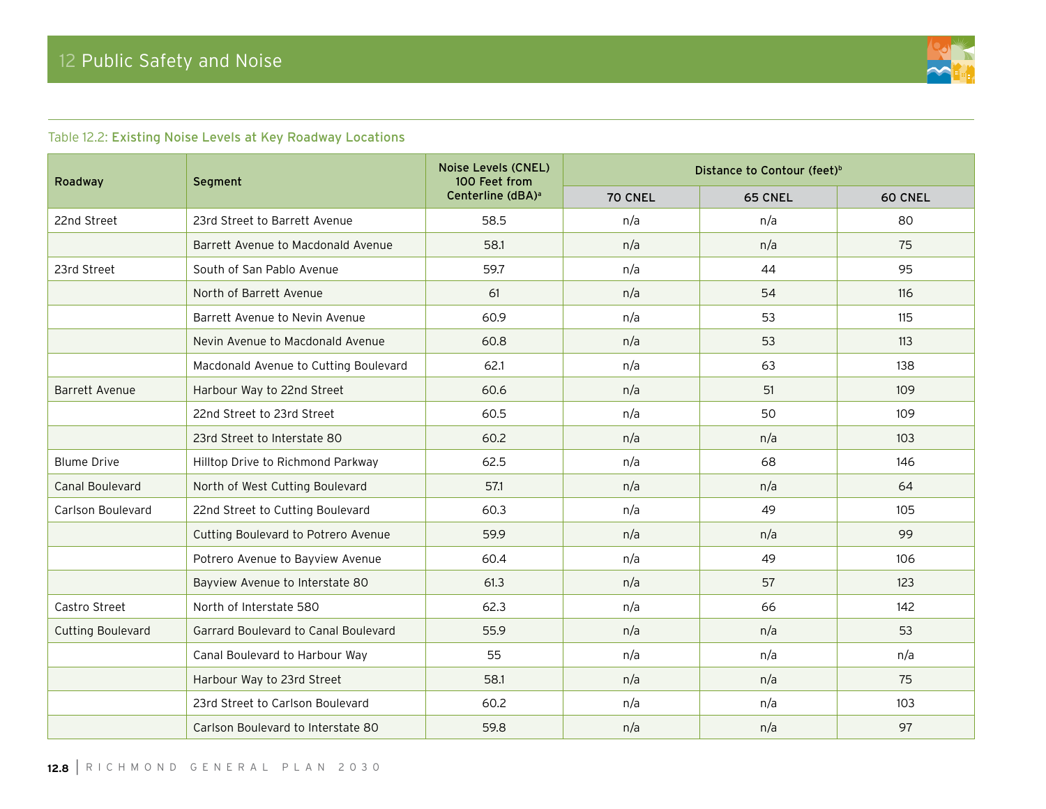Table 12.2: **Existing Noise Levels at Key Roadway Locations**

| Roadway | Segment | Noise Levels (CNEL) 100 Feet from Centerline (dBA)[a] | Distance to Contour (feet)[b] | | |
|---|---|---|---|---|---|
| | | | 70 CNEL | 65 CNEL | 60 CNEL |
| 22nd Street | 23rd Street to Barrett Avenue | 58.5 | n/a | n/a | 80 |
| | Barrett Avenue to Macdonald Avenue | 58.1 | n/a | n/a | 75 |
| 23rd Street | South of San Pablo Avenue | 59.7 | n/a | 44 | 95 |
| | North of Barrett Avenue | 61 | n/a | 54 | 116 |
| | Barrett Avenue to Nevin Avenue | 60.9 | n/a | 53 | 115 |
| | Nevin Avenue to Macdonald Avenue | 60.8 | n/a | 53 | 113 |
| | Macdonald Avenue to Cutting Boulevard | 62.1 | n/a | 63 | 138 |
| Barrett Avenue | Harbour Way to 22nd Street | 60.6 | n/a | 51 | 109 |
| | 22nd Street to 23rd Street | 60.5 | n/a | 50 | 109 |
| | 23rd Street to Interstate 80 | 60.2 | n/a | n/a | 103 |
| Blume Drive | Hilltop Drive to Richmond Parkway | 62.5 | n/a | 68 | 146 |
| Canal Boulevard | North of West Cutting Boulevard | 57.1 | n/a | n/a | 64 |
| Carlson Boulevard | 22nd Street to Cutting Boulevard | 60.3 | n/a | 49 | 105 |
| | Cutting Boulevard to Potrero Avenue | 59.9 | n/a | n/a | 99 |
| | Potrero Avenue to Bayview Avenue | 60.4 | n/a | 49 | 106 |
| | Bayview Avenue to Interstate 80 | 61.3 | n/a | 57 | 123 |
| Castro Street | North of Interstate 580 | 62.3 | n/a | 66 | 142 |
| Cutting Boulevard | Garrard Boulevard to Canal Boulevard | 55.9 | n/a | n/a | 53 |
| | Canal Boulevard to Harbour Way | 55 | n/a | n/a | n/a |
| | Harbour Way to 23rd Street | 58.1 | n/a | n/a | 75 |
| | 23rd Street to Carlson Boulevard | 60.2 | n/a | n/a | 103 |
| | Carlson Boulevard to Interstate 80 | 59.8 | n/a | n/a | 97 |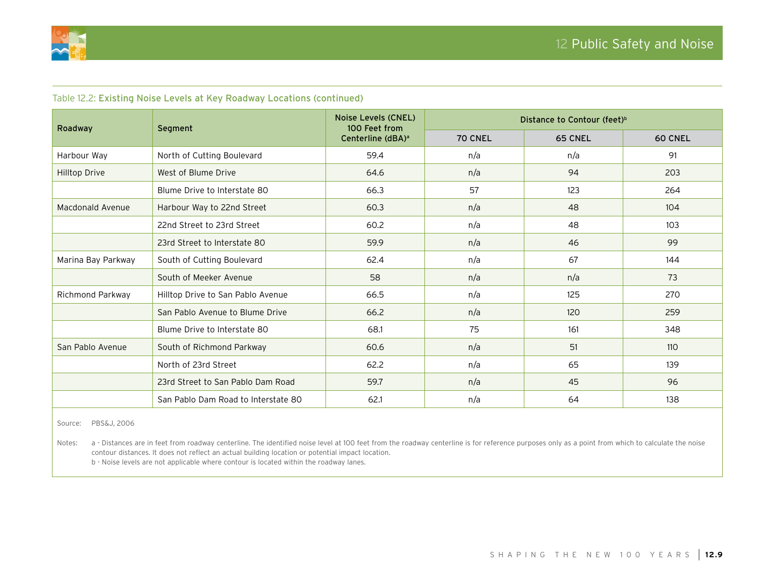Table 12.2: **Existing Noise Levels at Key Roadway Locations (continued)**

| Roadway | Segment | Noise Levels (CNEL) 100 Feet from Centerline (dBA)[a] | Distance to Contour (feet)[b] | | |
|---|---|---|---|---|---|
| | | | 70 CNEL | 65 CNEL | 60 CNEL |
| Harbour Way | North of Cutting Boulevard | 59.4 | n/a | n/a | 91 |
| Hilltop Drive | West of Blume Drive | 64.6 | n/a | 94 | 203 |
| | Blume Drive to Interstate 80 | 66.3 | 57 | 123 | 264 |
| Macdonald Avenue | Harbour Way to 22nd Street | 60.3 | n/a | 48 | 104 |
| | 22nd Street to 23rd Street | 60.2 | n/a | 48 | 103 |
| | 23rd Street to Interstate 80 | 59.9 | n/a | 46 | 99 |
| Marina Bay Parkway | South of Cutting Boulevard | 62.4 | n/a | 67 | 144 |
| | South of Meeker Avenue | 58 | n/a | n/a | 73 |
| Richmond Parkway | Hilltop Drive to San Pablo Avenue | 66.5 | n/a | 125 | 270 |
| | San Pablo Avenue to Blume Drive | 66.2 | n/a | 120 | 259 |
| | Blume Drive to Interstate 80 | 68.1 | 75 | 161 | 348 |
| San Pablo Avenue | South of Richmond Parkway | 60.6 | n/a | 51 | 110 |
| | North of 23rd Street | 62.2 | n/a | 65 | 139 |
| | 23rd Street to San Pablo Dam Road | 59.7 | n/a | 45 | 96 |
| | San Pablo Dam Road to Interstate 80 | 62.1 | n/a | 64 | 138 |

Source: PBS&J, 2006

Notes: a - Distances are in feet from roadway centerline. The identified noise level at 100 feet from the roadway centerline is for reference purposes only as a point from which to calculate the noise contour distances. It does not reflect an actual building location or potential impact location.
b - Noise levels are not applicable where contour is located within the roadway lanes.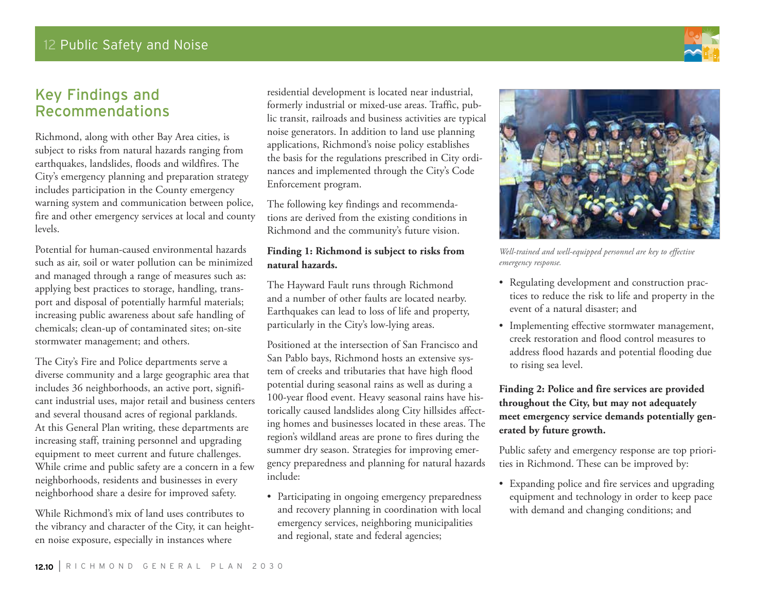## Key Findings and Recommendations

Richmond, along with other Bay Area cities, is subject to risks from natural hazards ranging from earthquakes, landslides, floods and wildfires. The City's emergency planning and preparation strategy includes participation in the County emergency warning system and communication between police, fire and other emergency services at local and county levels.

Potential for human-caused environmental hazards such as air, soil or water pollution can be minimized and managed through a range of measures such as: applying best practices to storage, handling, transport and disposal of potentially harmful materials; increasing public awareness about safe handling of chemicals; clean-up of contaminated sites; on-site stormwater management; and others.

The City's Fire and Police departments serve a diverse community and a large geographic area that includes 36 neighborhoods, an active port, significant industrial uses, major retail and business centers and several thousand acres of regional parklands. At this General Plan writing, these departments are increasing staff, training personnel and upgrading equipment to meet current and future challenges. While crime and public safety are a concern in a few neighborhoods, residents and businesses in every neighborhood share a desire for improved safety.

While Richmond's mix of land uses contributes to the vibrancy and character of the City, it can heighten noise exposure, especially in instances where residential development is located near industrial, formerly industrial or mixed-use areas. Traffic, public transit, railroads and business activities are typical noise generators. In addition to land use planning applications, Richmond's noise policy establishes the basis for the regulations prescribed in City ordinances and implemented through the City's Code Enforcement program.

The following key findings and recommendations are derived from the existing conditions in Richmond and the community's future vision.

**Finding 1: Richmond is subject to risks from natural hazards.**

The Hayward Fault runs through Richmond and a number of other faults are located nearby. Earthquakes can lead to loss of life and property, particularly in the City's low-lying areas.

Positioned at the intersection of San Francisco and San Pablo bays, Richmond hosts an extensive system of creeks and tributaries that have high flood potential during seasonal rains as well as during a 100-year flood event. Heavy seasonal rains have historically caused landslides along City hillsides affecting homes and businesses located in these areas. The region's wildland areas are prone to fires during the summer dry season. Strategies for improving emergency preparedness and planning for natural hazards include:

- Participating in ongoing emergency preparedness and recovery planning in coordination with local emergency services, neighboring municipalities and regional, state and federal agencies;
- Regulating development and construction practices to reduce the risk to life and property in the event of a natural disaster; and
- Implementing effective stormwater management, creek restoration and flood control measures to address flood hazards and potential flooding due to rising sea level.

*Well-trained and well-equipped personnel are key to effective emergency response.*

**Finding 2: Police and fire services are provided throughout the City, but may not adequately meet emergency service demands potentially generated by future growth.**

Public safety and emergency response are top priorities in Richmond. These can be improved by:

- Expanding police and fire services and upgrading equipment and technology in order to keep pace with demand and changing conditions; and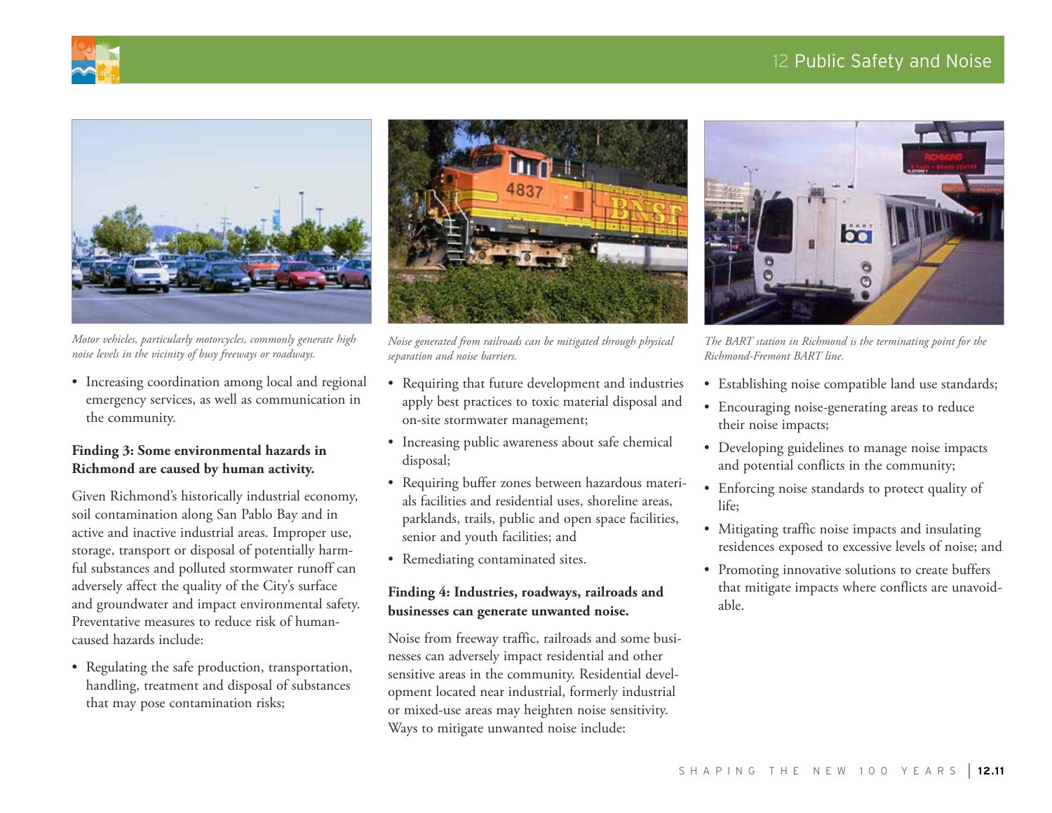*Motor vehicles, particularly motorcycles, commonly generate high noise levels in the vicinity of busy freeways or roadways.*

- Increasing coordination among local and regional emergency services, as well as communication in the community.

**Finding 3: Some environmental hazards in Richmond are caused by human activity.**

Given Richmond's historically industrial economy, soil contamination along San Pablo Bay and in active and inactive industrial areas. Improper use, storage, transport or disposal of potentially harmful substances and polluted stormwater runoff can adversely affect the quality of the City's surface and groundwater and impact environmental safety. Preventative measures to reduce risk of human-caused hazards include:

- Regulating the safe production, transportation, handling, treatment and disposal of substances that may pose contamination risks;

*Noise generated from railroads can be mitigated through physical separation and noise barriers.*

- Requiring that future development and industries apply best practices to toxic material disposal and on-site stormwater management;
- Increasing public awareness about safe chemical disposal;
- Requiring buffer zones between hazardous materials facilities and residential uses, shoreline areas, parklands, trails, public and open space facilities, senior and youth facilities; and
- Remediating contaminated sites.

**Finding 4: Industries, roadways, railroads and businesses can generate unwanted noise.**

Noise from freeway traffic, railroads and some businesses can adversely impact residential and other sensitive areas in the community. Residential development located near industrial, formerly industrial or mixed-use areas may heighten noise sensitivity. Ways to mitigate unwanted noise include:

*The BART station in Richmond is the terminating point for the Richmond-Fremont BART line.*

- Establishing noise compatible land use standards;
- Encouraging noise-generating areas to reduce their noise impacts;
- Developing guidelines to manage noise impacts and potential conflicts in the community;
- Enforcing noise standards to protect quality of life;
- Mitigating traffic noise impacts and insulating residences exposed to excessive levels of noise; and
- Promoting innovative solutions to create buffers that mitigate impacts where conflicts are unavoidable.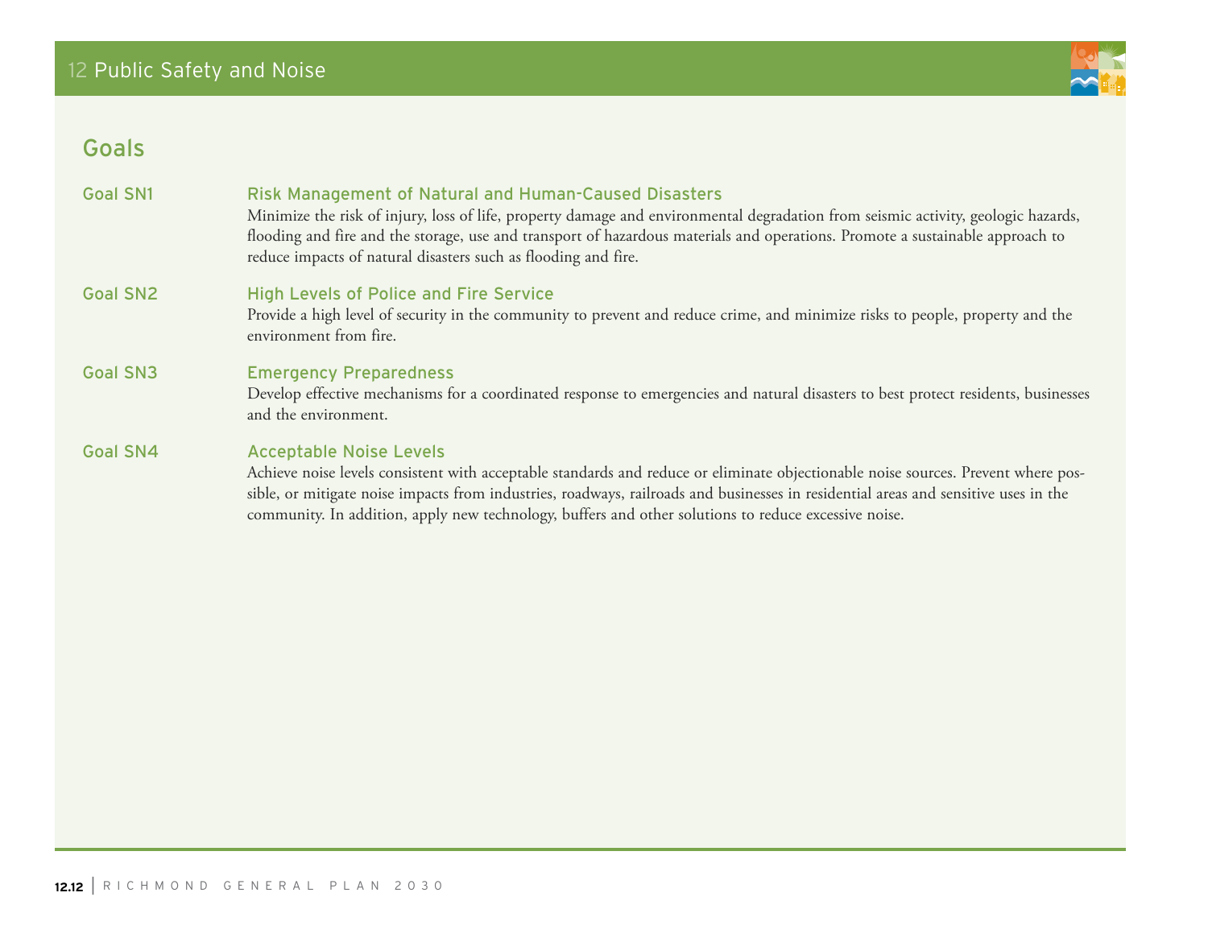## Goals

**Goal SN1** — **Risk Management of Natural and Human-Caused Disasters**

Minimize the risk of injury, loss of life, property damage and environmental degradation from seismic activity, geologic hazards, flooding and fire and the storage, use and transport of hazardous materials and operations. Promote a sustainable approach to reduce impacts of natural disasters such as flooding and fire.

**Goal SN2** — **High Levels of Police and Fire Service**

Provide a high level of security in the community to prevent and reduce crime, and minimize risks to people, property and the environment from fire.

**Goal SN3** — **Emergency Preparedness**

Develop effective mechanisms for a coordinated response to emergencies and natural disasters to best protect residents, businesses and the environment.

**Goal SN4** — **Acceptable Noise Levels**

Achieve noise levels consistent with acceptable standards and reduce or eliminate objectionable noise sources. Prevent where possible, or mitigate noise impacts from industries, roadways, railroads and businesses in residential areas and sensitive uses in the community. In addition, apply new technology, buffers and other solutions to reduce excessive noise.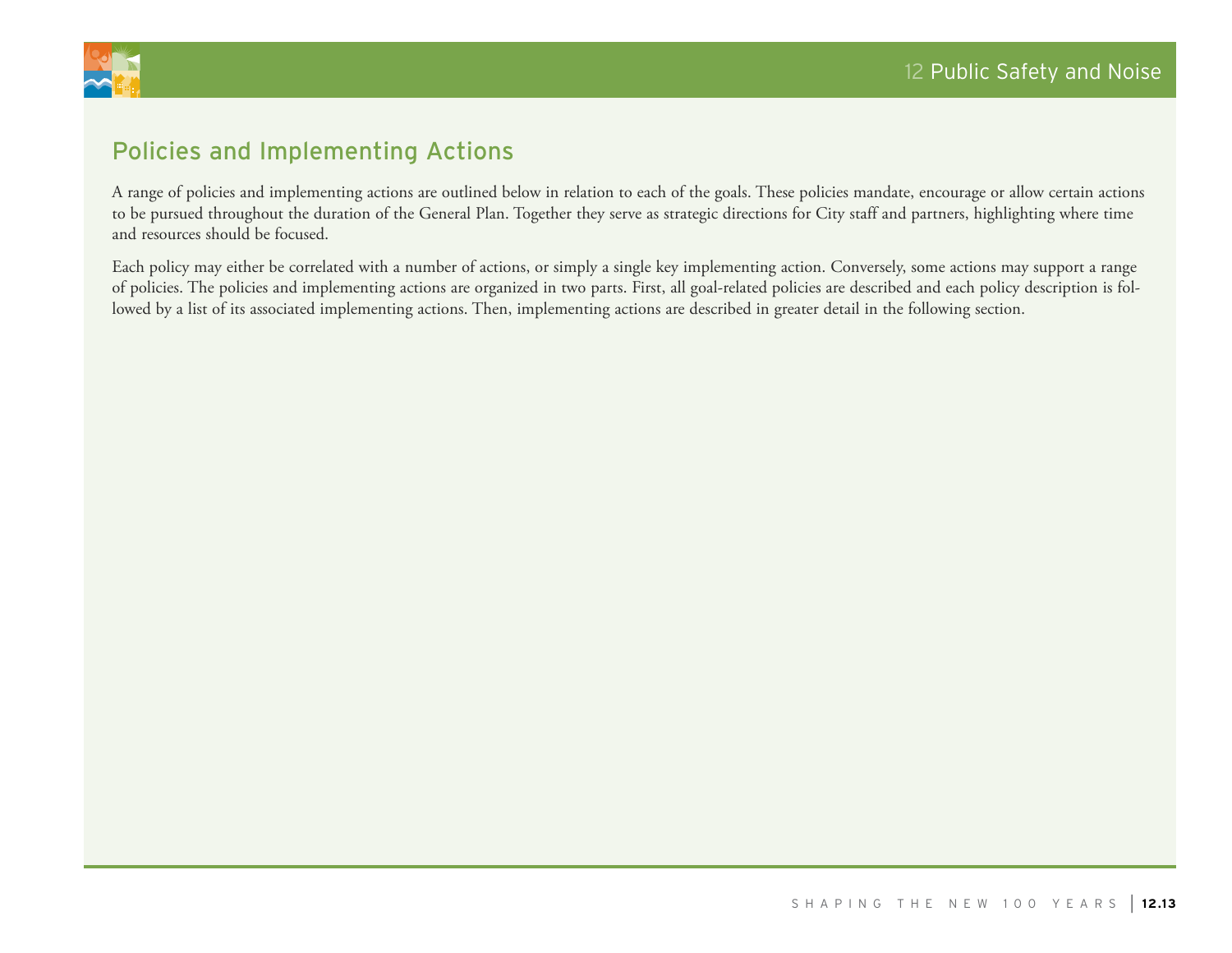## Policies and Implementing Actions

A range of policies and implementing actions are outlined below in relation to each of the goals. These policies mandate, encourage or allow certain actions to be pursued throughout the duration of the General Plan. Together they serve as strategic directions for City staff and partners, highlighting where time and resources should be focused.

Each policy may either be correlated with a number of actions, or simply a single key implementing action. Conversely, some actions may support a range of policies. The policies and implementing actions are organized in two parts. First, all goal-related policies are described and each policy description is followed by a list of its associated implementing actions. Then, implementing actions are described in greater detail in the following section.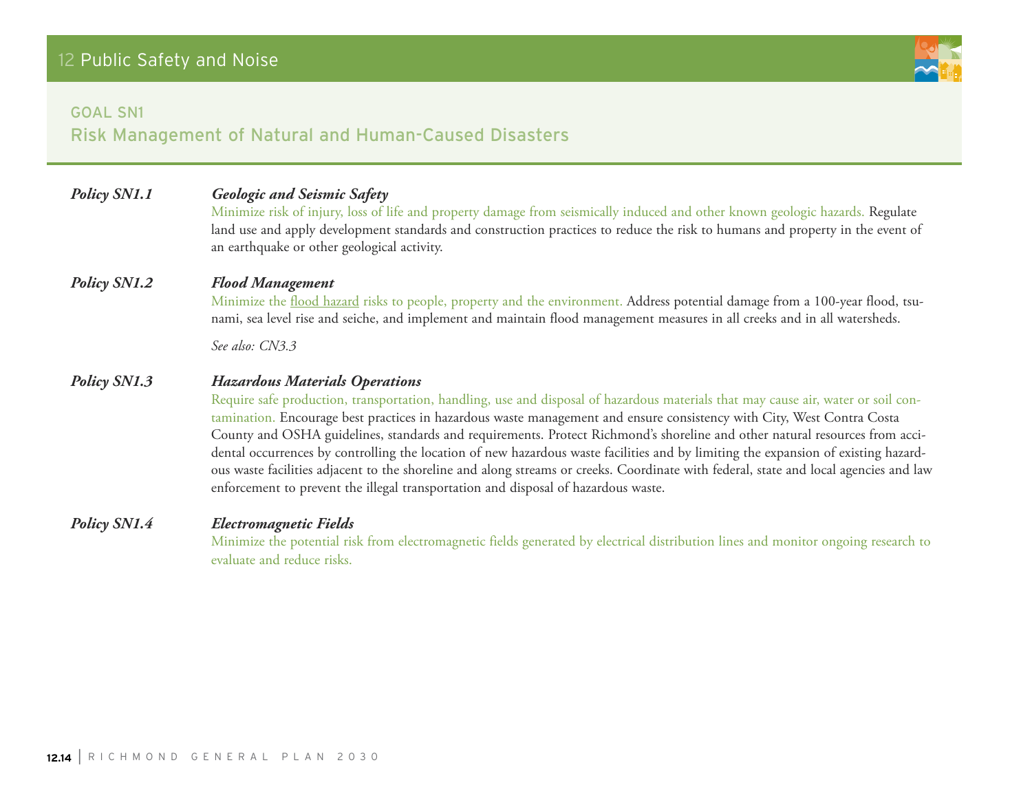## GOAL SN1
## Risk Management of Natural and Human-Caused Disasters

***Policy SN1.1*** ***Geologic and Seismic Safety***

Minimize risk of injury, loss of life and property damage from seismically induced and other known geologic hazards. Regulate land use and apply development standards and construction practices to reduce the risk to humans and property in the event of an earthquake or other geological activity.

***Policy SN1.2*** ***Flood Management***

Minimize the flood hazard risks to people, property and the environment. Address potential damage from a 100-year flood, tsunami, sea level rise and seiche, and implement and maintain flood management measures in all creeks and in all watersheds.

*See also: CN3.3*

***Policy SN1.3*** ***Hazardous Materials Operations***

Require safe production, transportation, handling, use and disposal of hazardous materials that may cause air, water or soil contamination. Encourage best practices in hazardous waste management and ensure consistency with City, West Contra Costa County and OSHA guidelines, standards and requirements. Protect Richmond's shoreline and other natural resources from accidental occurrences by controlling the location of new hazardous waste facilities and by limiting the expansion of existing hazardous waste facilities adjacent to the shoreline and along streams or creeks. Coordinate with federal, state and local agencies and law enforcement to prevent the illegal transportation and disposal of hazardous waste.

***Policy SN1.4*** ***Electromagnetic Fields***

Minimize the potential risk from electromagnetic fields generated by electrical distribution lines and monitor ongoing research to evaluate and reduce risks.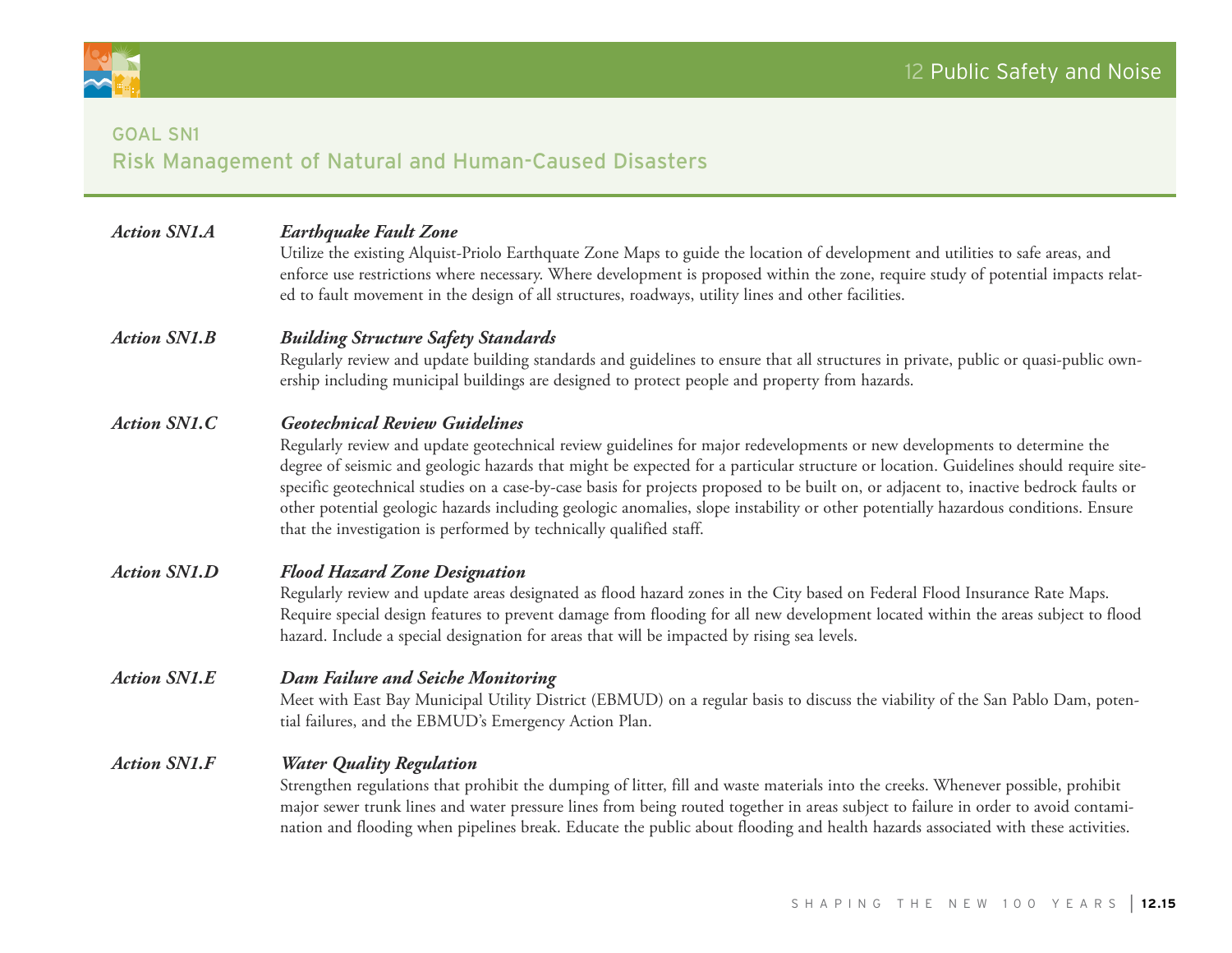## GOAL SN1
## Risk Management of Natural and Human-Caused Disasters

***Action SN1.A*** ***Earthquake Fault Zone***

Utilize the existing Alquist-Priolo Earthquate Zone Maps to guide the location of development and utilities to safe areas, and enforce use restrictions where necessary. Where development is proposed within the zone, require study of potential impacts related to fault movement in the design of all structures, roadways, utility lines and other facilities.

***Action SN1.B*** ***Building Structure Safety Standards***

Regularly review and update building standards and guidelines to ensure that all structures in private, public or quasi-public ownership including municipal buildings are designed to protect people and property from hazards.

***Action SN1.C*** ***Geotechnical Review Guidelines***

Regularly review and update geotechnical review guidelines for major redevelopments or new developments to determine the degree of seismic and geologic hazards that might be expected for a particular structure or location. Guidelines should require site-specific geotechnical studies on a case-by-case basis for projects proposed to be built on, or adjacent to, inactive bedrock faults or other potential geologic hazards including geologic anomalies, slope instability or other potentially hazardous conditions. Ensure that the investigation is performed by technically qualified staff.

***Action SN1.D*** ***Flood Hazard Zone Designation***

Regularly review and update areas designated as flood hazard zones in the City based on Federal Flood Insurance Rate Maps. Require special design features to prevent damage from flooding for all new development located within the areas subject to flood hazard. Include a special designation for areas that will be impacted by rising sea levels.

***Action SN1.E*** ***Dam Failure and Seiche Monitoring***

Meet with East Bay Municipal Utility District (EBMUD) on a regular basis to discuss the viability of the San Pablo Dam, potential failures, and the EBMUD's Emergency Action Plan.

***Action SN1.F*** ***Water Quality Regulation***

Strengthen regulations that prohibit the dumping of litter, fill and waste materials into the creeks. Whenever possible, prohibit major sewer trunk lines and water pressure lines from being routed together in areas subject to failure in order to avoid contamination and flooding when pipelines break. Educate the public about flooding and health hazards associated with these activities.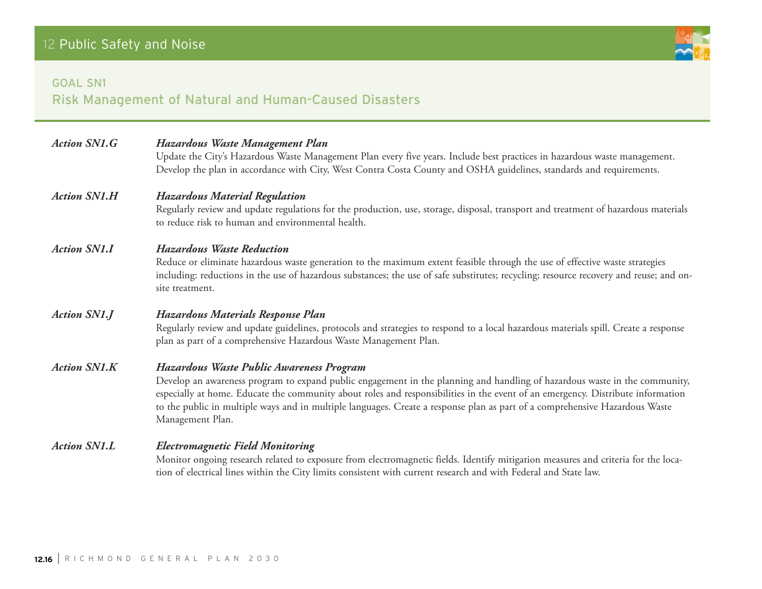## GOAL SN1
## Risk Management of Natural and Human-Caused Disasters

***Action SN1.G*** ***Hazardous Waste Management Plan***

Update the City's Hazardous Waste Management Plan every five years. Include best practices in hazardous waste management. Develop the plan in accordance with City, West Contra Costa County and OSHA guidelines, standards and requirements.

***Action SN1.H*** ***Hazardous Material Regulation***

Regularly review and update regulations for the production, use, storage, disposal, transport and treatment of hazardous materials to reduce risk to human and environmental health.

***Action SN1.I*** ***Hazardous Waste Reduction***

Reduce or eliminate hazardous waste generation to the maximum extent feasible through the use of effective waste strategies including: reductions in the use of hazardous substances; the use of safe substitutes; recycling; resource recovery and reuse; and on-site treatment.

***Action SN1.J*** ***Hazardous Materials Response Plan***

Regularly review and update guidelines, protocols and strategies to respond to a local hazardous materials spill. Create a response plan as part of a comprehensive Hazardous Waste Management Plan.

***Action SN1.K*** ***Hazardous Waste Public Awareness Program***

Develop an awareness program to expand public engagement in the planning and handling of hazardous waste in the community, especially at home. Educate the community about roles and responsibilities in the event of an emergency. Distribute information to the public in multiple ways and in multiple languages. Create a response plan as part of a comprehensive Hazardous Waste Management Plan.

***Action SN1.L*** ***Electromagnetic Field Monitoring***

Monitor ongoing research related to exposure from electromagnetic fields. Identify mitigation measures and criteria for the location of electrical lines within the City limits consistent with current research and with Federal and State law.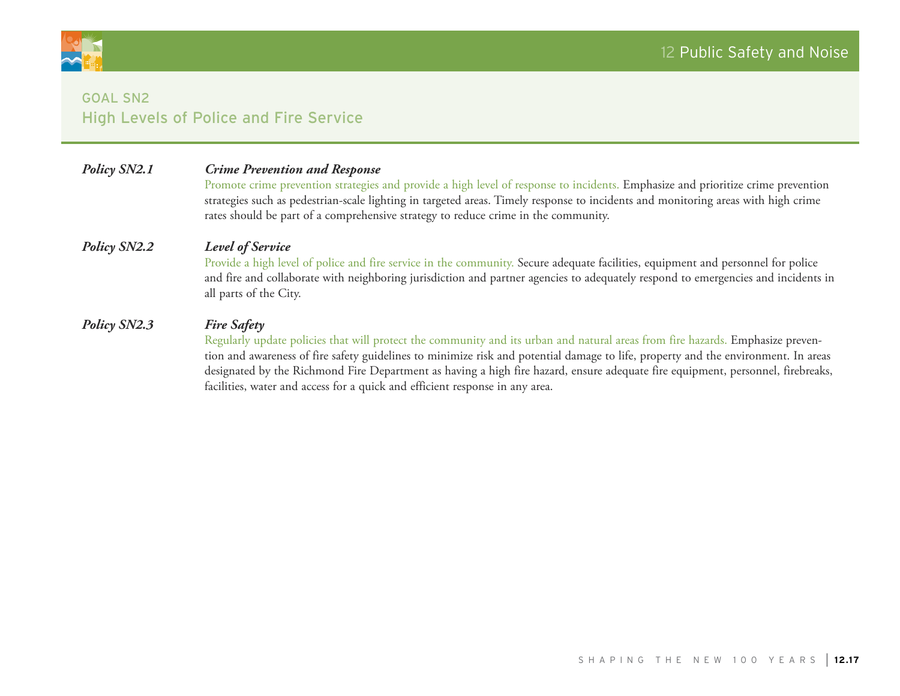## GOAL SN2
## High Levels of Police and Fire Service

***Policy SN2.1*** ***Crime Prevention and Response***

Promote crime prevention strategies and provide a high level of response to incidents. Emphasize and prioritize crime prevention strategies such as pedestrian-scale lighting in targeted areas. Timely response to incidents and monitoring areas with high crime rates should be part of a comprehensive strategy to reduce crime in the community.

***Policy SN2.2*** ***Level of Service***

Provide a high level of police and fire service in the community. Secure adequate facilities, equipment and personnel for police and fire and collaborate with neighboring jurisdiction and partner agencies to adequately respond to emergencies and incidents in all parts of the City.

***Policy SN2.3*** ***Fire Safety***

Regularly update policies that will protect the community and its urban and natural areas from fire hazards. Emphasize prevention and awareness of fire safety guidelines to minimize risk and potential damage to life, property and the environment. In areas designated by the Richmond Fire Department as having a high fire hazard, ensure adequate fire equipment, personnel, firebreaks, facilities, water and access for a quick and efficient response in any area.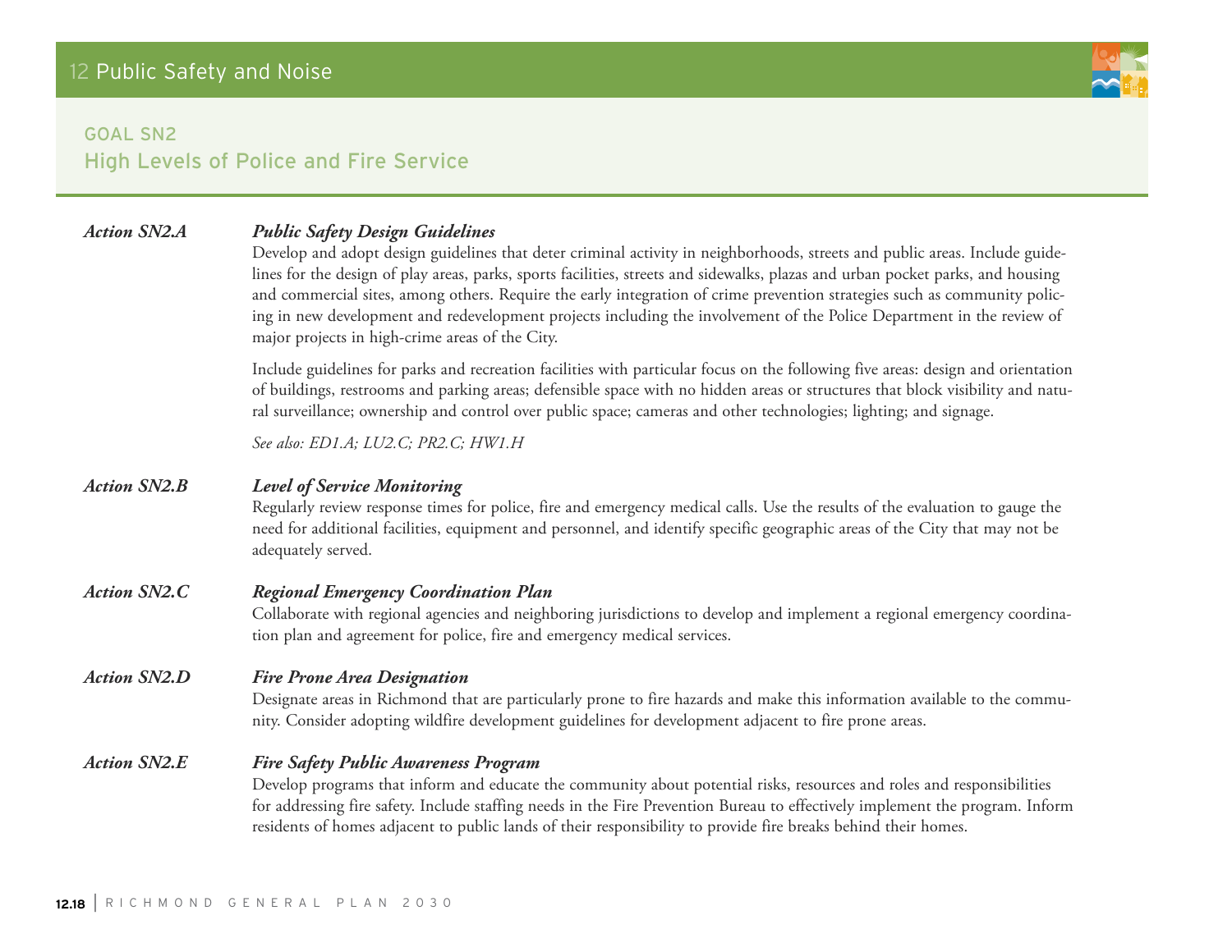## GOAL SN2
## High Levels of Police and Fire Service

***Action SN2.A*** ***Public Safety Design Guidelines***

Develop and adopt design guidelines that deter criminal activity in neighborhoods, streets and public areas. Include guidelines for the design of play areas, parks, sports facilities, streets and sidewalks, plazas and urban pocket parks, and housing and commercial sites, among others. Require the early integration of crime prevention strategies such as community policing in new development and redevelopment projects including the involvement of the Police Department in the review of major projects in high-crime areas of the City.

Include guidelines for parks and recreation facilities with particular focus on the following five areas: design and orientation of buildings, restrooms and parking areas; defensible space with no hidden areas or structures that block visibility and natural surveillance; ownership and control over public space; cameras and other technologies; lighting; and signage.

*See also: ED1.A; LU2.C; PR2.C; HW1.H*

***Action SN2.B*** ***Level of Service Monitoring***

Regularly review response times for police, fire and emergency medical calls. Use the results of the evaluation to gauge the need for additional facilities, equipment and personnel, and identify specific geographic areas of the City that may not be adequately served.

***Action SN2.C*** ***Regional Emergency Coordination Plan***

Collaborate with regional agencies and neighboring jurisdictions to develop and implement a regional emergency coordination plan and agreement for police, fire and emergency medical services.

***Action SN2.D*** ***Fire Prone Area Designation***

Designate areas in Richmond that are particularly prone to fire hazards and make this information available to the community. Consider adopting wildfire development guidelines for development adjacent to fire prone areas.

***Action SN2.E*** ***Fire Safety Public Awareness Program***

Develop programs that inform and educate the community about potential risks, resources and roles and responsibilities for addressing fire safety. Include staffing needs in the Fire Prevention Bureau to effectively implement the program. Inform residents of homes adjacent to public lands of their responsibility to provide fire breaks behind their homes.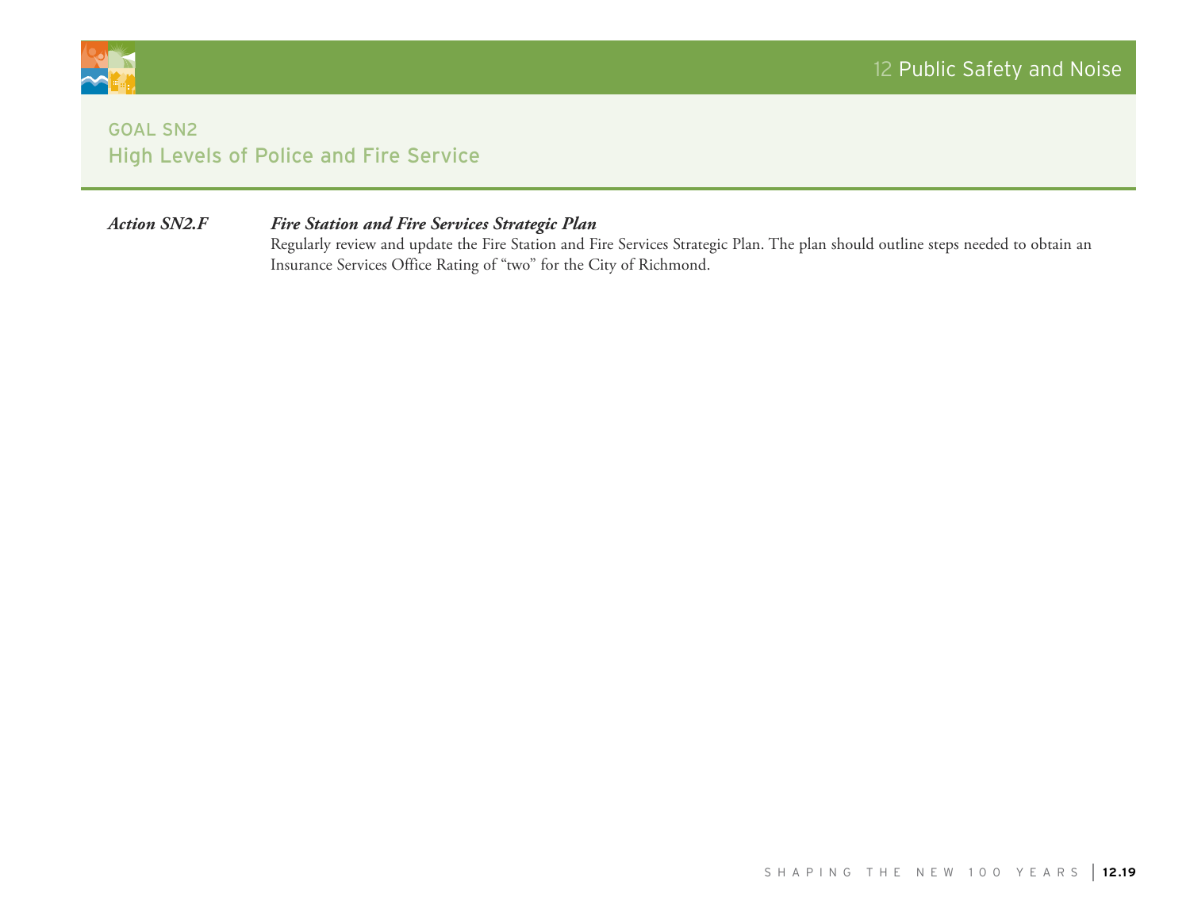## GOAL SN2
### High Levels of Police and Fire Service

***Action SN2.F*** ***Fire Station and Fire Services Strategic Plan***

Regularly review and update the Fire Station and Fire Services Strategic Plan. The plan should outline steps needed to obtain an Insurance Services Office Rating of "two" for the City of Richmond.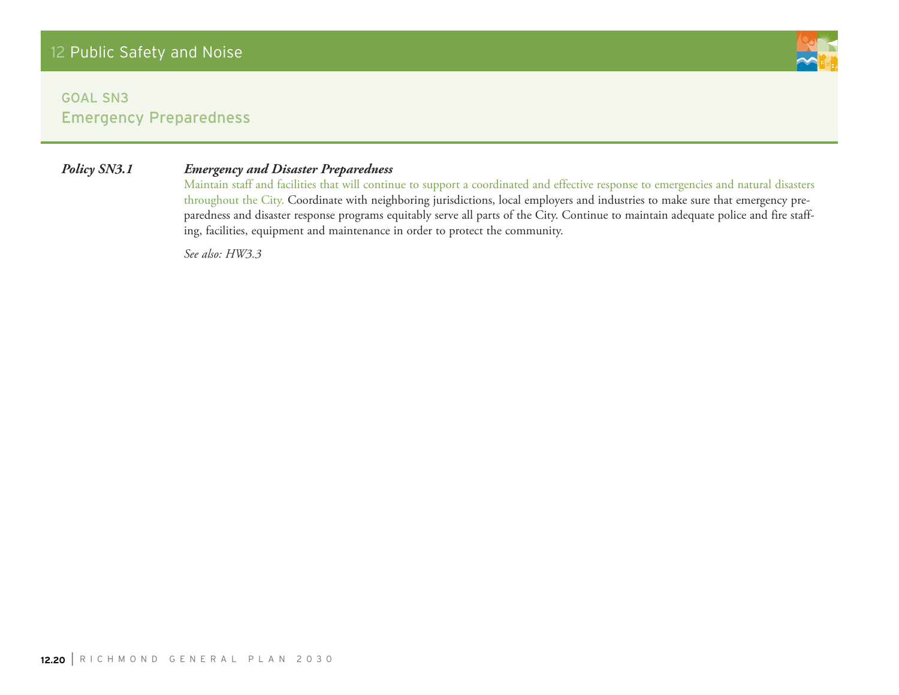## GOAL SN3
## Emergency Preparedness

***Policy SN3.1*** ***Emergency and Disaster Preparedness***

Maintain staff and facilities that will continue to support a coordinated and effective response to emergencies and natural disasters throughout the City. Coordinate with neighboring jurisdictions, local employers and industries to make sure that emergency preparedness and disaster response programs equitably serve all parts of the City. Continue to maintain adequate police and fire staffing, facilities, equipment and maintenance in order to protect the community.

*See also: HW3.3*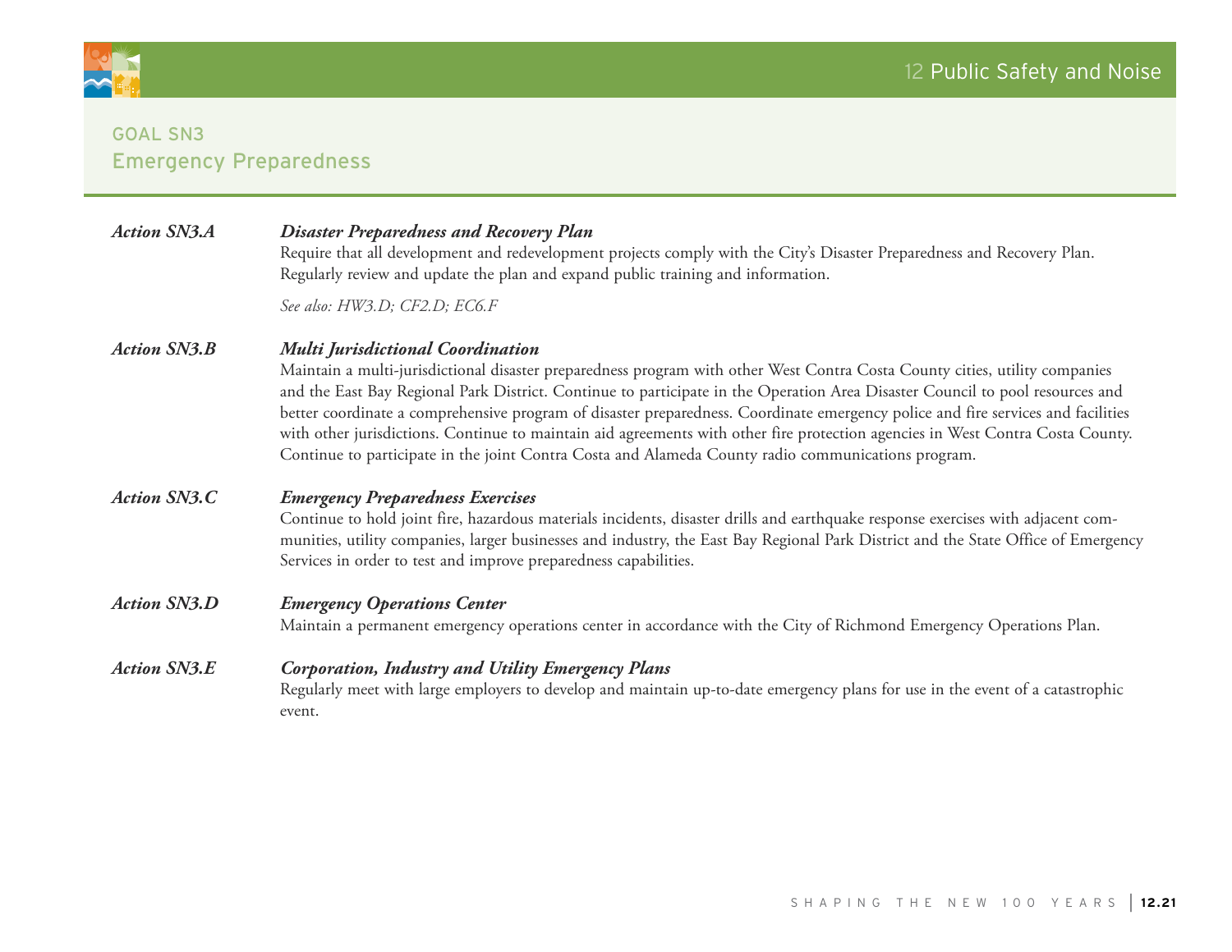## GOAL SN3
## Emergency Preparedness

***Action SN3.A*** ***Disaster Preparedness and Recovery Plan***

Require that all development and redevelopment projects comply with the City's Disaster Preparedness and Recovery Plan. Regularly review and update the plan and expand public training and information.

*See also: HW3.D; CF2.D; EC6.F*

***Action SN3.B*** ***Multi Jurisdictional Coordination***

Maintain a multi-jurisdictional disaster preparedness program with other West Contra Costa County cities, utility companies and the East Bay Regional Park District. Continue to participate in the Operation Area Disaster Council to pool resources and better coordinate a comprehensive program of disaster preparedness. Coordinate emergency police and fire services and facilities with other jurisdictions. Continue to maintain aid agreements with other fire protection agencies in West Contra Costa County. Continue to participate in the joint Contra Costa and Alameda County radio communications program.

***Action SN3.C*** ***Emergency Preparedness Exercises***

Continue to hold joint fire, hazardous materials incidents, disaster drills and earthquake response exercises with adjacent communities, utility companies, larger businesses and industry, the East Bay Regional Park District and the State Office of Emergency Services in order to test and improve preparedness capabilities.

***Action SN3.D*** ***Emergency Operations Center***

Maintain a permanent emergency operations center in accordance with the City of Richmond Emergency Operations Plan.

***Action SN3.E*** ***Corporation, Industry and Utility Emergency Plans***

Regularly meet with large employers to develop and maintain up-to-date emergency plans for use in the event of a catastrophic event.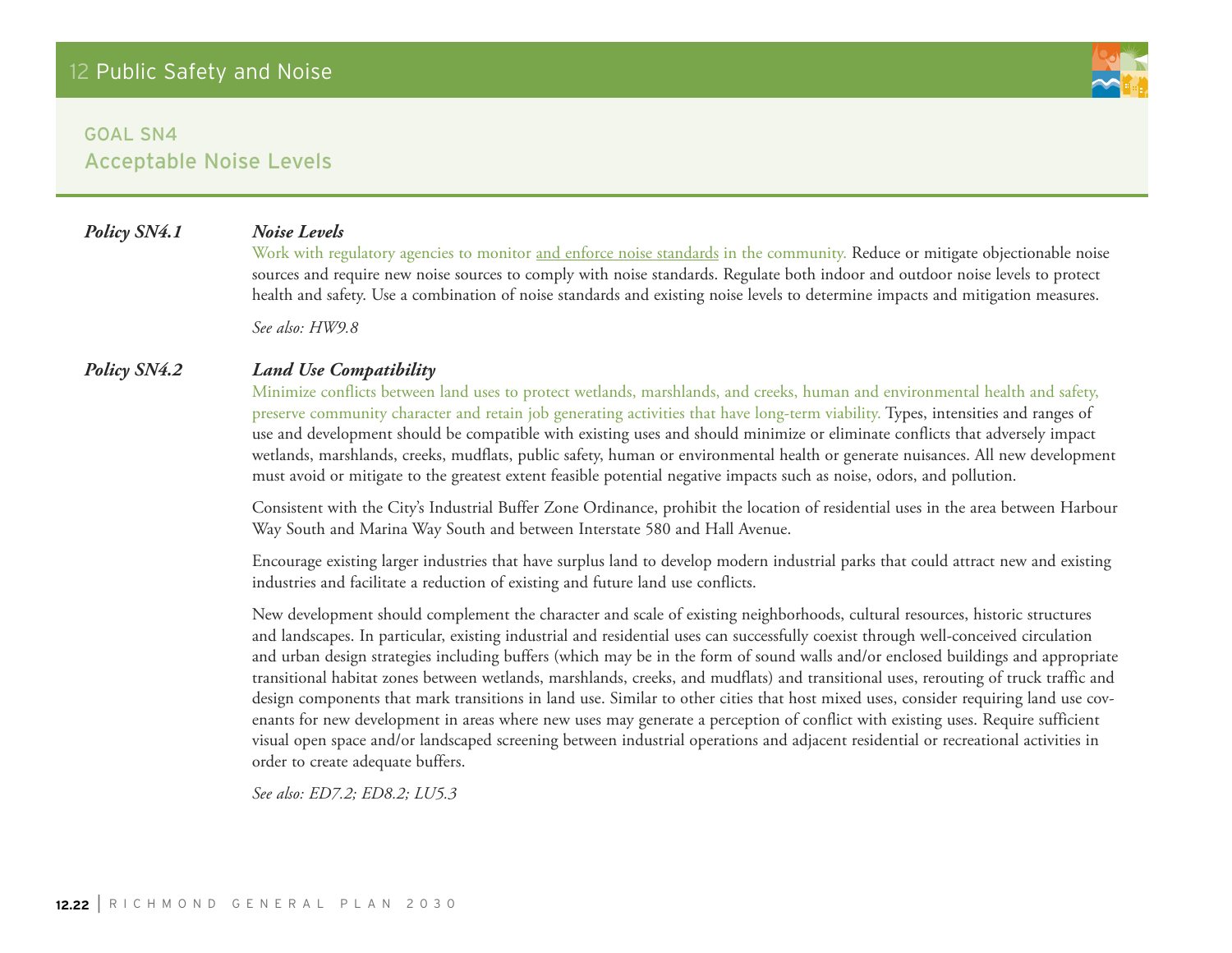## GOAL SN4
## Acceptable Noise Levels

***Policy SN4.1*** ***Noise Levels***

Work with regulatory agencies to monitor and enforce noise standards in the community. Reduce or mitigate objectionable noise sources and require new noise sources to comply with noise standards. Regulate both indoor and outdoor noise levels to protect health and safety. Use a combination of noise standards and existing noise levels to determine impacts and mitigation measures.

*See also: HW9.8*

***Policy SN4.2*** ***Land Use Compatibility***

Minimize conflicts between land uses to protect wetlands, marshlands, and creeks, human and environmental health and safety, preserve community character and retain job generating activities that have long-term viability. Types, intensities and ranges of use and development should be compatible with existing uses and should minimize or eliminate conflicts that adversely impact wetlands, marshlands, creeks, mudflats, public safety, human or environmental health or generate nuisances. All new development must avoid or mitigate to the greatest extent feasible potential negative impacts such as noise, odors, and pollution.

Consistent with the City's Industrial Buffer Zone Ordinance, prohibit the location of residential uses in the area between Harbour Way South and Marina Way South and between Interstate 580 and Hall Avenue.

Encourage existing larger industries that have surplus land to develop modern industrial parks that could attract new and existing industries and facilitate a reduction of existing and future land use conflicts.

New development should complement the character and scale of existing neighborhoods, cultural resources, historic structures and landscapes. In particular, existing industrial and residential uses can successfully coexist through well-conceived circulation and urban design strategies including buffers (which may be in the form of sound walls and/or enclosed buildings and appropriate transitional habitat zones between wetlands, marshlands, creeks, and mudflats) and transitional uses, rerouting of truck traffic and design components that mark transitions in land use. Similar to other cities that host mixed uses, consider requiring land use covenants for new development in areas where new uses may generate a perception of conflict with existing uses. Require sufficient visual open space and/or landscaped screening between industrial operations and adjacent residential or recreational activities in order to create adequate buffers.

*See also: ED7.2; ED8.2; LU5.3*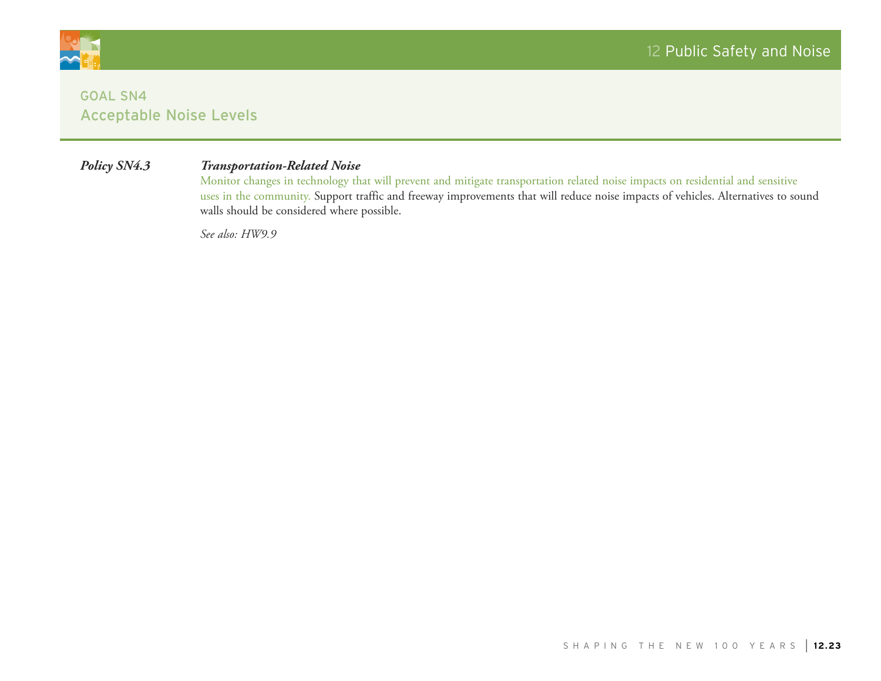## GOAL SN4
## Acceptable Noise Levels

***Policy SN4.3*** ***Transportation-Related Noise***

Monitor changes in technology that will prevent and mitigate transportation related noise impacts on residential and sensitive uses in the community. Support traffic and freeway improvements that will reduce noise impacts of vehicles. Alternatives to sound walls should be considered where possible.

*See also: HW9.9*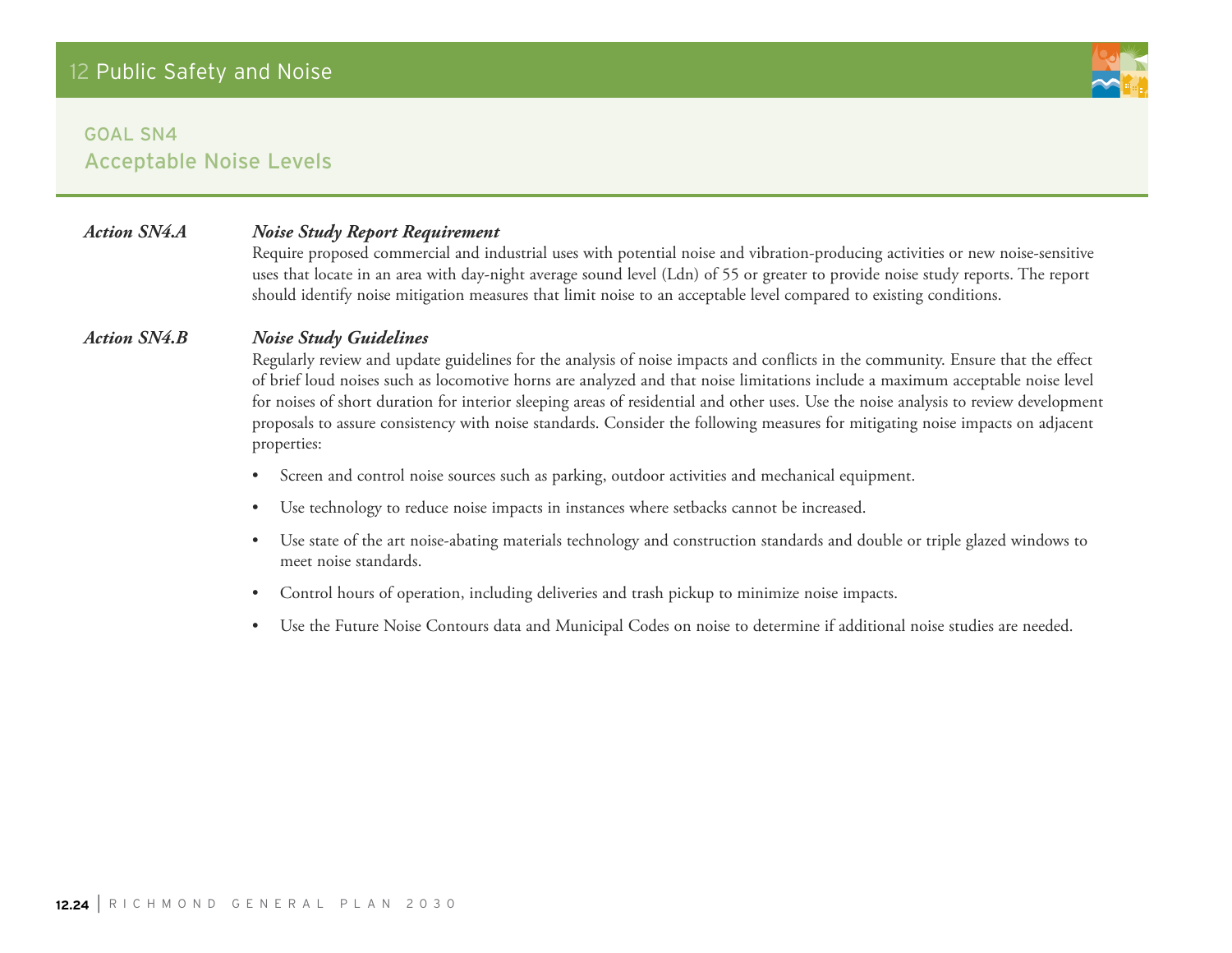## GOAL SN4
## Acceptable Noise Levels

***Action SN4.A*** ***Noise Study Report Requirement***

Require proposed commercial and industrial uses with potential noise and vibration-producing activities or new noise-sensitive uses that locate in an area with day-night average sound level (Ldn) of 55 or greater to provide noise study reports. The report should identify noise mitigation measures that limit noise to an acceptable level compared to existing conditions.

***Action SN4.B*** ***Noise Study Guidelines***

Regularly review and update guidelines for the analysis of noise impacts and conflicts in the community. Ensure that the effect of brief loud noises such as locomotive horns are analyzed and that noise limitations include a maximum acceptable noise level for noises of short duration for interior sleeping areas of residential and other uses. Use the noise analysis to review development proposals to assure consistency with noise standards. Consider the following measures for mitigating noise impacts on adjacent properties:

- Screen and control noise sources such as parking, outdoor activities and mechanical equipment.
- Use technology to reduce noise impacts in instances where setbacks cannot be increased.
- Use state of the art noise-abating materials technology and construction standards and double or triple glazed windows to meet noise standards.
- Control hours of operation, including deliveries and trash pickup to minimize noise impacts.
- Use the Future Noise Contours data and Municipal Codes on noise to determine if additional noise studies are needed.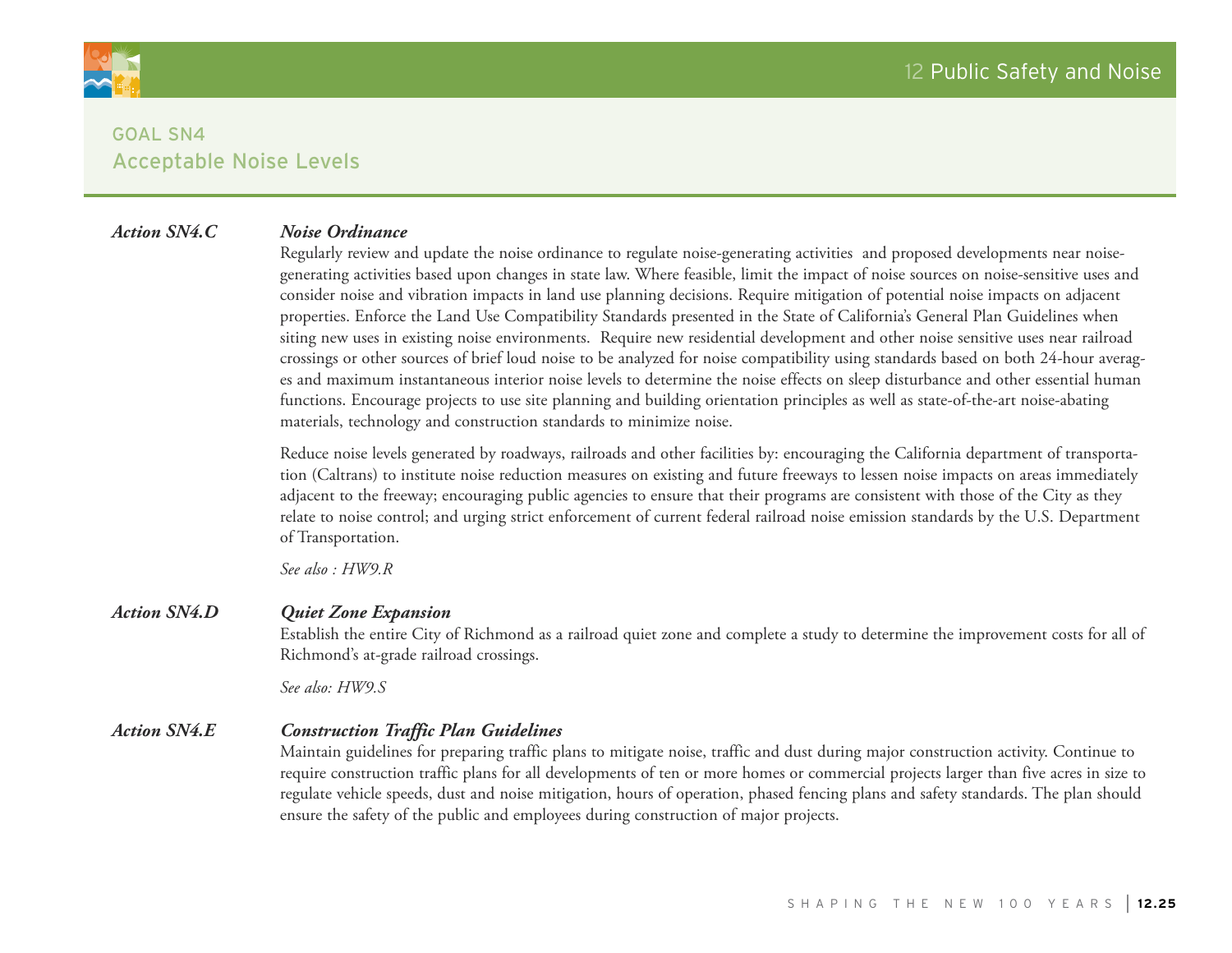## GOAL SN4
## Acceptable Noise Levels

***Action SN4.C*** ***Noise Ordinance***

Regularly review and update the noise ordinance to regulate noise-generating activities and proposed developments near noise-generating activities based upon changes in state law. Where feasible, limit the impact of noise sources on noise-sensitive uses and consider noise and vibration impacts in land use planning decisions. Require mitigation of potential noise impacts on adjacent properties. Enforce the Land Use Compatibility Standards presented in the State of California's General Plan Guidelines when siting new uses in existing noise environments. Require new residential development and other noise sensitive uses near railroad crossings or other sources of brief loud noise to be analyzed for noise compatibility using standards based on both 24-hour averages and maximum instantaneous interior noise levels to determine the noise effects on sleep disturbance and other essential human functions. Encourage projects to use site planning and building orientation principles as well as state-of-the-art noise-abating materials, technology and construction standards to minimize noise.

Reduce noise levels generated by roadways, railroads and other facilities by: encouraging the California department of transportation (Caltrans) to institute noise reduction measures on existing and future freeways to lessen noise impacts on areas immediately adjacent to the freeway; encouraging public agencies to ensure that their programs are consistent with those of the City as they relate to noise control; and urging strict enforcement of current federal railroad noise emission standards by the U.S. Department of Transportation.

*See also : HW9.R*

***Action SN4.D*** ***Quiet Zone Expansion***

Establish the entire City of Richmond as a railroad quiet zone and complete a study to determine the improvement costs for all of Richmond's at-grade railroad crossings.

*See also: HW9.S*

***Action SN4.E*** ***Construction Traffic Plan Guidelines***

Maintain guidelines for preparing traffic plans to mitigate noise, traffic and dust during major construction activity. Continue to require construction traffic plans for all developments of ten or more homes or commercial projects larger than five acres in size to regulate vehicle speeds, dust and noise mitigation, hours of operation, phased fencing plans and safety standards. The plan should ensure the safety of the public and employees during construction of major projects.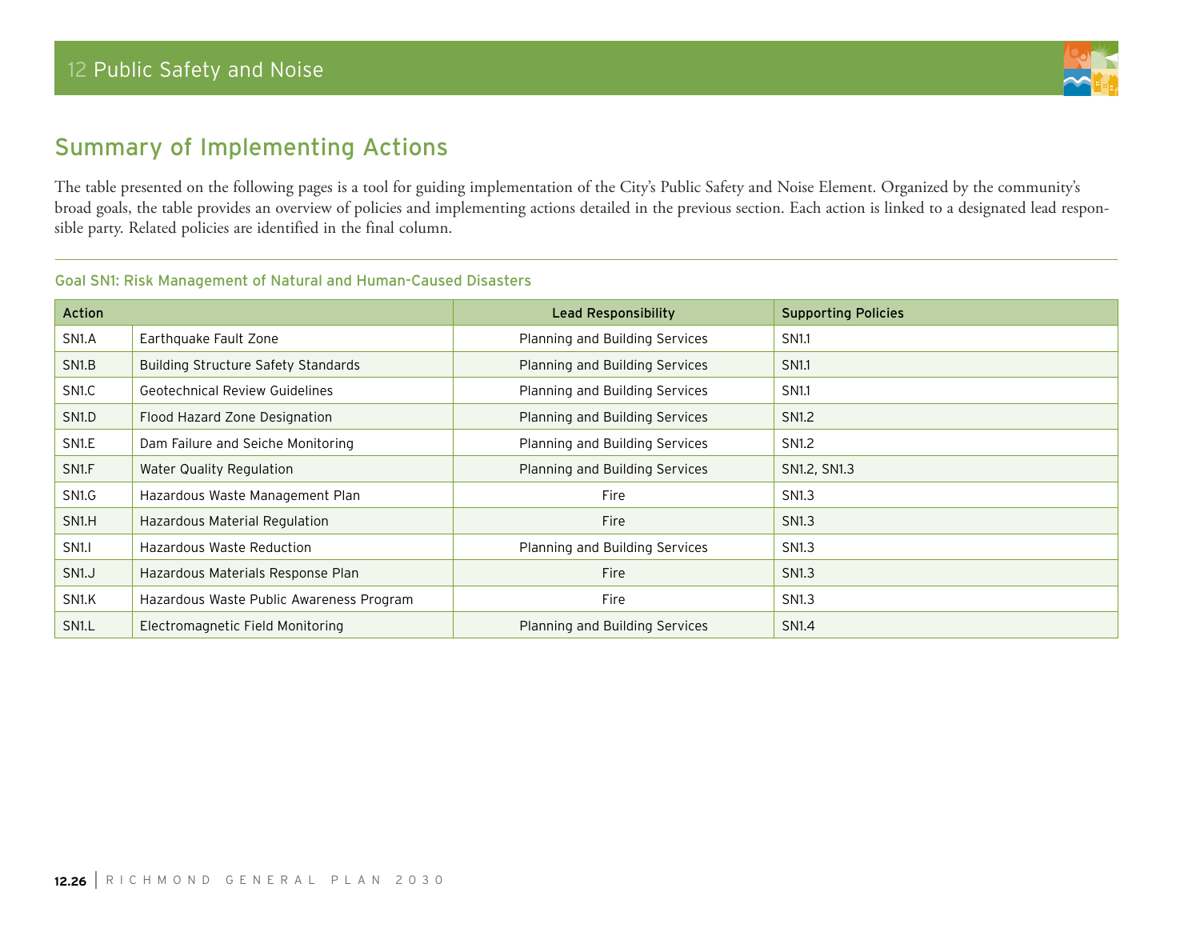## Summary of Implementing Actions

The table presented on the following pages is a tool for guiding implementation of the City's Public Safety and Noise Element. Organized by the community's broad goals, the table provides an overview of policies and implementing actions detailed in the previous section. Each action is linked to a designated lead responsible party. Related policies are identified in the final column.

### Goal SN1: Risk Management of Natural and Human-Caused Disasters

| Action | | Lead Responsibility | Supporting Policies |
|---|---|---|---|
| SN1.A | Earthquake Fault Zone | Planning and Building Services | SN1.1 |
| SN1.B | Building Structure Safety Standards | Planning and Building Services | SN1.1 |
| SN1.C | Geotechnical Review Guidelines | Planning and Building Services | SN1.1 |
| SN1.D | Flood Hazard Zone Designation | Planning and Building Services | SN1.2 |
| SN1.E | Dam Failure and Seiche Monitoring | Planning and Building Services | SN1.2 |
| SN1.F | Water Quality Regulation | Planning and Building Services | SN1.2, SN1.3 |
| SN1.G | Hazardous Waste Management Plan | Fire | SN1.3 |
| SN1.H | Hazardous Material Regulation | Fire | SN1.3 |
| SN1.I | Hazardous Waste Reduction | Planning and Building Services | SN1.3 |
| SN1.J | Hazardous Materials Response Plan | Fire | SN1.3 |
| SN1.K | Hazardous Waste Public Awareness Program | Fire | SN1.3 |
| SN1.L | Electromagnetic Field Monitoring | Planning and Building Services | SN1.4 |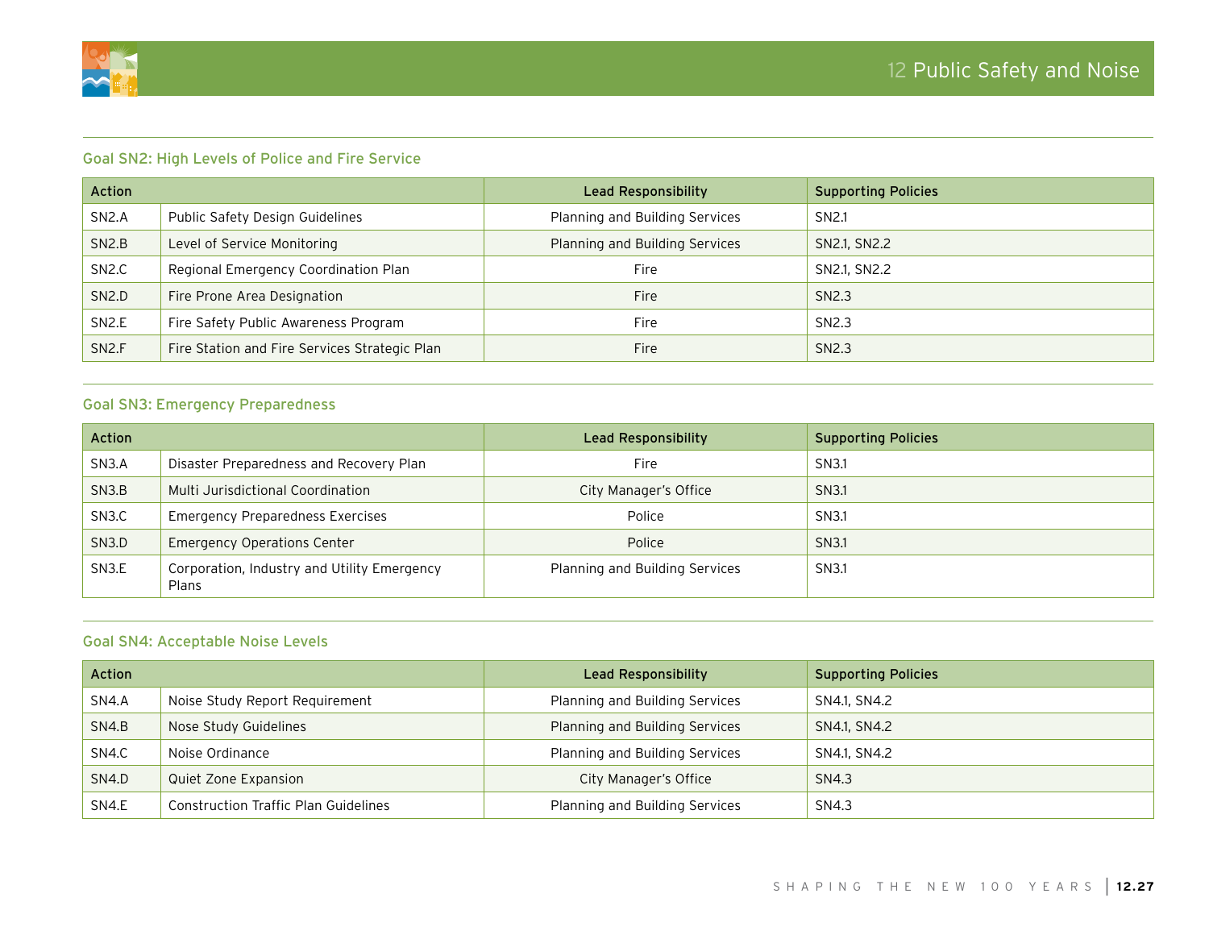## Goal SN2: High Levels of Police and Fire Service

| Action | | Lead Responsibility | Supporting Policies |
|---|---|---|---|
| SN2.A | Public Safety Design Guidelines | Planning and Building Services | SN2.1 |
| SN2.B | Level of Service Monitoring | Planning and Building Services | SN2.1, SN2.2 |
| SN2.C | Regional Emergency Coordination Plan | Fire | SN2.1, SN2.2 |
| SN2.D | Fire Prone Area Designation | Fire | SN2.3 |
| SN2.E | Fire Safety Public Awareness Program | Fire | SN2.3 |
| SN2.F | Fire Station and Fire Services Strategic Plan | Fire | SN2.3 |

## Goal SN3: Emergency Preparedness

| Action | | Lead Responsibility | Supporting Policies |
|---|---|---|---|
| SN3.A | Disaster Preparedness and Recovery Plan | Fire | SN3.1 |
| SN3.B | Multi Jurisdictional Coordination | City Manager's Office | SN3.1 |
| SN3.C | Emergency Preparedness Exercises | Police | SN3.1 |
| SN3.D | Emergency Operations Center | Police | SN3.1 |
| SN3.E | Corporation, Industry and Utility Emergency Plans | Planning and Building Services | SN3.1 |

## Goal SN4: Acceptable Noise Levels

| Action | | Lead Responsibility | Supporting Policies |
|---|---|---|---|
| SN4.A | Noise Study Report Requirement | Planning and Building Services | SN4.1, SN4.2 |
| SN4.B | Nose Study Guidelines | Planning and Building Services | SN4.1, SN4.2 |
| SN4.C | Noise Ordinance | Planning and Building Services | SN4.1, SN4.2 |
| SN4.D | Quiet Zone Expansion | City Manager's Office | SN4.3 |
| SN4.E | Construction Traffic Plan Guidelines | Planning and Building Services | SN4.3 |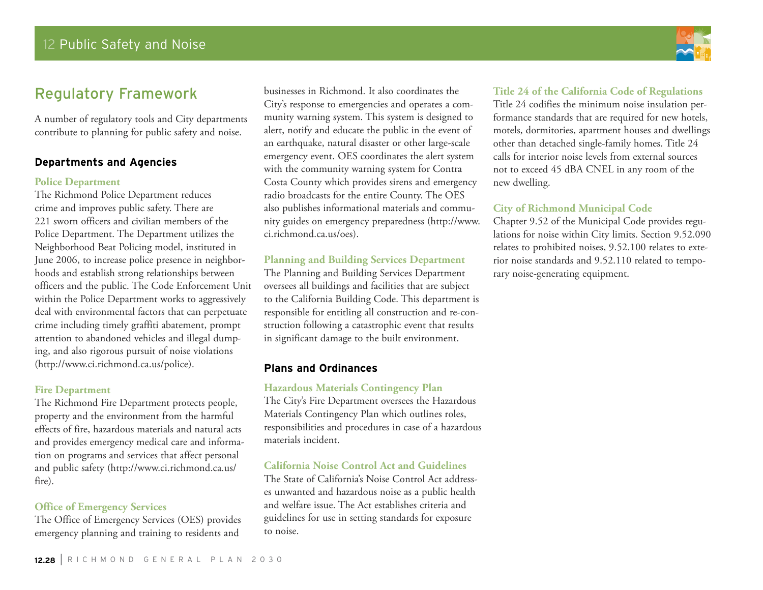## Regulatory Framework

A number of regulatory tools and City departments contribute to planning for public safety and noise.

### Departments and Agencies

#### Police Department

The Richmond Police Department reduces crime and improves public safety. There are 221 sworn officers and civilian members of the Police Department. The Department utilizes the Neighborhood Beat Policing model, instituted in June 2006, to increase police presence in neighborhoods and establish strong relationships between officers and the public. The Code Enforcement Unit within the Police Department works to aggressively deal with environmental factors that can perpetuate crime including timely graffiti abatement, prompt attention to abandoned vehicles and illegal dumping, and also rigorous pursuit of noise violations (http://www.ci.richmond.ca.us/police).

#### Fire Department

The Richmond Fire Department protects people, property and the environment from the harmful effects of fire, hazardous materials and natural acts and provides emergency medical care and information on programs and services that affect personal and public safety (http://www.ci.richmond.ca.us/fire).

#### Office of Emergency Services

The Office of Emergency Services (OES) provides emergency planning and training to residents and businesses in Richmond. It also coordinates the City's response to emergencies and operates a community warning system. This system is designed to alert, notify and educate the public in the event of an earthquake, natural disaster or other large-scale emergency event. OES coordinates the alert system with the community warning system for Contra Costa County which provides sirens and emergency radio broadcasts for the entire County. The OES also publishes informational materials and community guides on emergency preparedness (http://www.ci.richmond.ca.us/oes).

#### Planning and Building Services Department

The Planning and Building Services Department oversees all buildings and facilities that are subject to the California Building Code. This department is responsible for entitling all construction and re-construction following a catastrophic event that results in significant damage to the built environment.

### Plans and Ordinances

#### Hazardous Materials Contingency Plan

The City's Fire Department oversees the Hazardous Materials Contingency Plan which outlines roles, responsibilities and procedures in case of a hazardous materials incident.

#### California Noise Control Act and Guidelines

The State of California's Noise Control Act addresses unwanted and hazardous noise as a public health and welfare issue. The Act establishes criteria and guidelines for use in setting standards for exposure to noise.

#### Title 24 of the California Code of Regulations

Title 24 codifies the minimum noise insulation performance standards that are required for new hotels, motels, dormitories, apartment houses and dwellings other than detached single-family homes. Title 24 calls for interior noise levels from external sources not to exceed 45 dBA CNEL in any room of the new dwelling.

#### City of Richmond Municipal Code

Chapter 9.52 of the Municipal Code provides regulations for noise within City limits. Section 9.52.090 relates to prohibited noises, 9.52.100 relates to exterior noise standards and 9.52.110 related to temporary noise-generating equipment.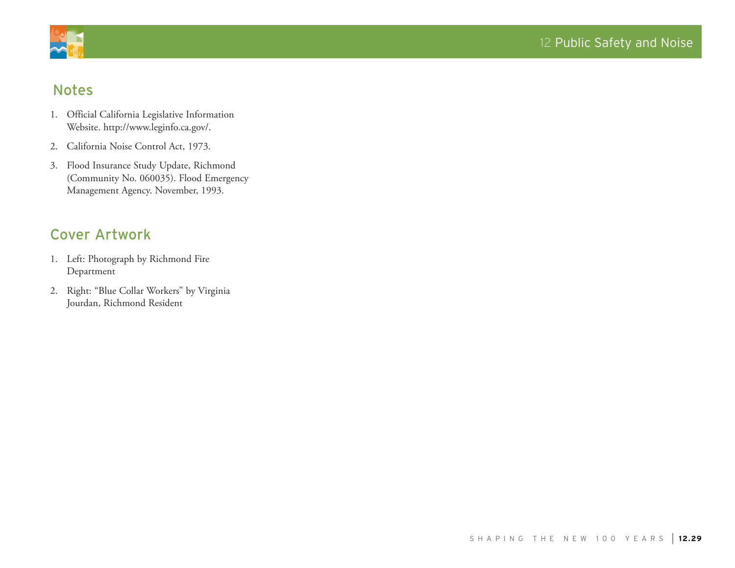## Notes

1. Official California Legislative Information Website. http://www.leginfo.ca.gov/.
2. California Noise Control Act, 1973.
3. Flood Insurance Study Update, Richmond (Community No. 060035). Flood Emergency Management Agency. November, 1993.

## Cover Artwork

1. Left: Photograph by Richmond Fire Department
2. Right: "Blue Collar Workers" by Virginia Jourdan, Richmond Resident